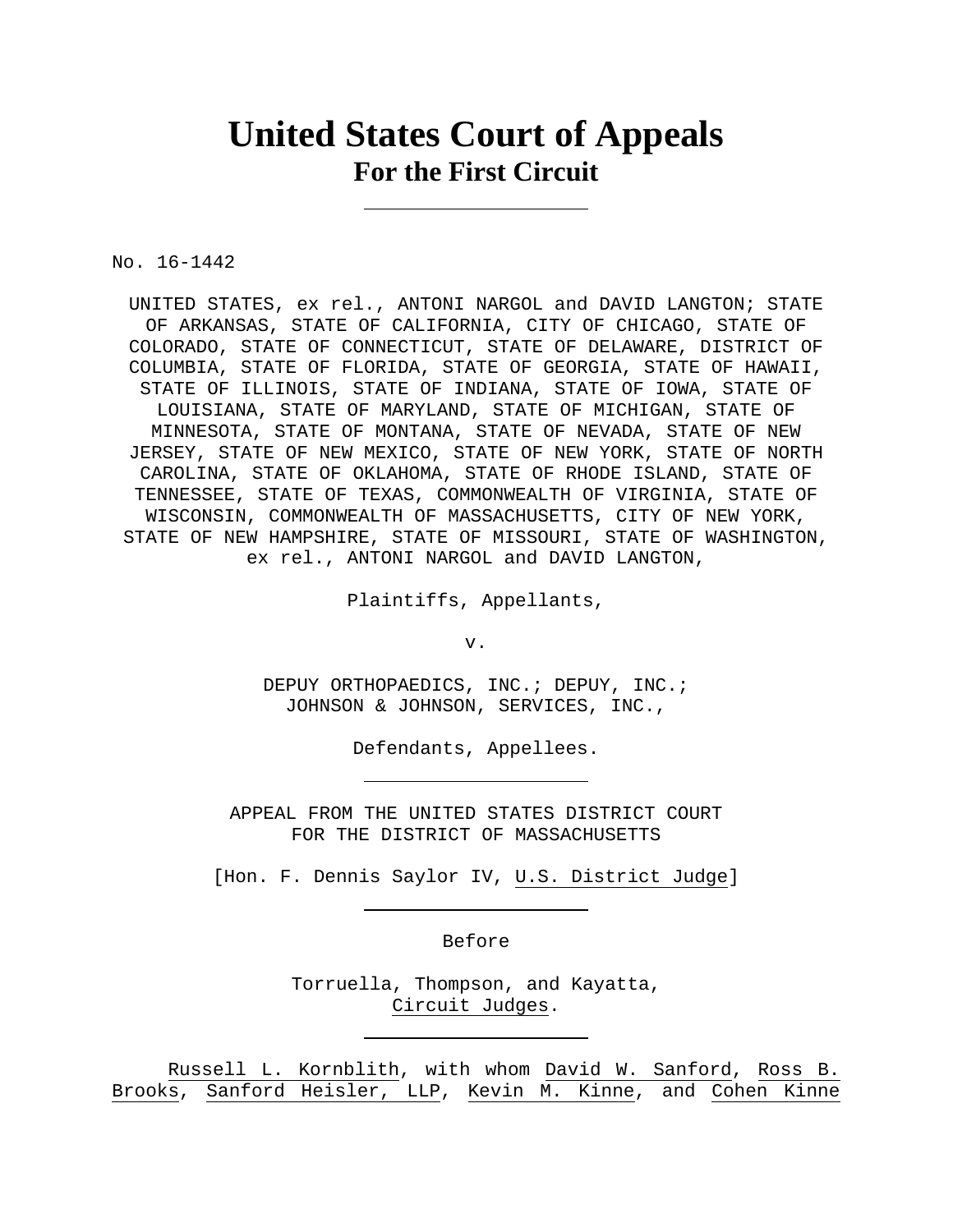# United States Court of Appeals
## For the First Circuit

---

No. 16-1442

UNITED STATES, ex rel., ANTONI NARGOL and DAVID LANGTON; STATE OF ARKANSAS, STATE OF CALIFORNIA, CITY OF CHICAGO, STATE OF COLORADO, STATE OF CONNECTICUT, STATE OF DELAWARE, DISTRICT OF COLUMBIA, STATE OF FLORIDA, STATE OF GEORGIA, STATE OF HAWAII, STATE OF ILLINOIS, STATE OF INDIANA, STATE OF IOWA, STATE OF LOUISIANA, STATE OF MARYLAND, STATE OF MICHIGAN, STATE OF MINNESOTA, STATE OF MONTANA, STATE OF NEVADA, STATE OF NEW JERSEY, STATE OF NEW MEXICO, STATE OF NEW YORK, STATE OF NORTH CAROLINA, STATE OF OKLAHOMA, STATE OF RHODE ISLAND, STATE OF TENNESSEE, STATE OF TEXAS, COMMONWEALTH OF VIRGINIA, STATE OF WISCONSIN, COMMONWEALTH OF MASSACHUSETTS, CITY OF NEW YORK, STATE OF NEW HAMPSHIRE, STATE OF MISSOURI, STATE OF WASHINGTON, ex rel., ANTONI NARGOL and DAVID LANGTON,

Plaintiffs, Appellants,

v.

DEPUY ORTHOPAEDICS, INC.; DEPUY, INC.; JOHNSON & JOHNSON, SERVICES, INC.,

Defendants, Appellees.

---

APPEAL FROM THE UNITED STATES DISTRICT COURT FOR THE DISTRICT OF MASSACHUSETTS

[Hon. F. Dennis Saylor IV, U.S. District Judge]

---

Before

Torruella, Thompson, and Kayatta, Circuit Judges.

---

Russell L. Kornblith, with whom David W. Sanford, Ross B. Brooks, Sanford Heisler, LLP, Kevin M. Kinne, and Cohen Kinne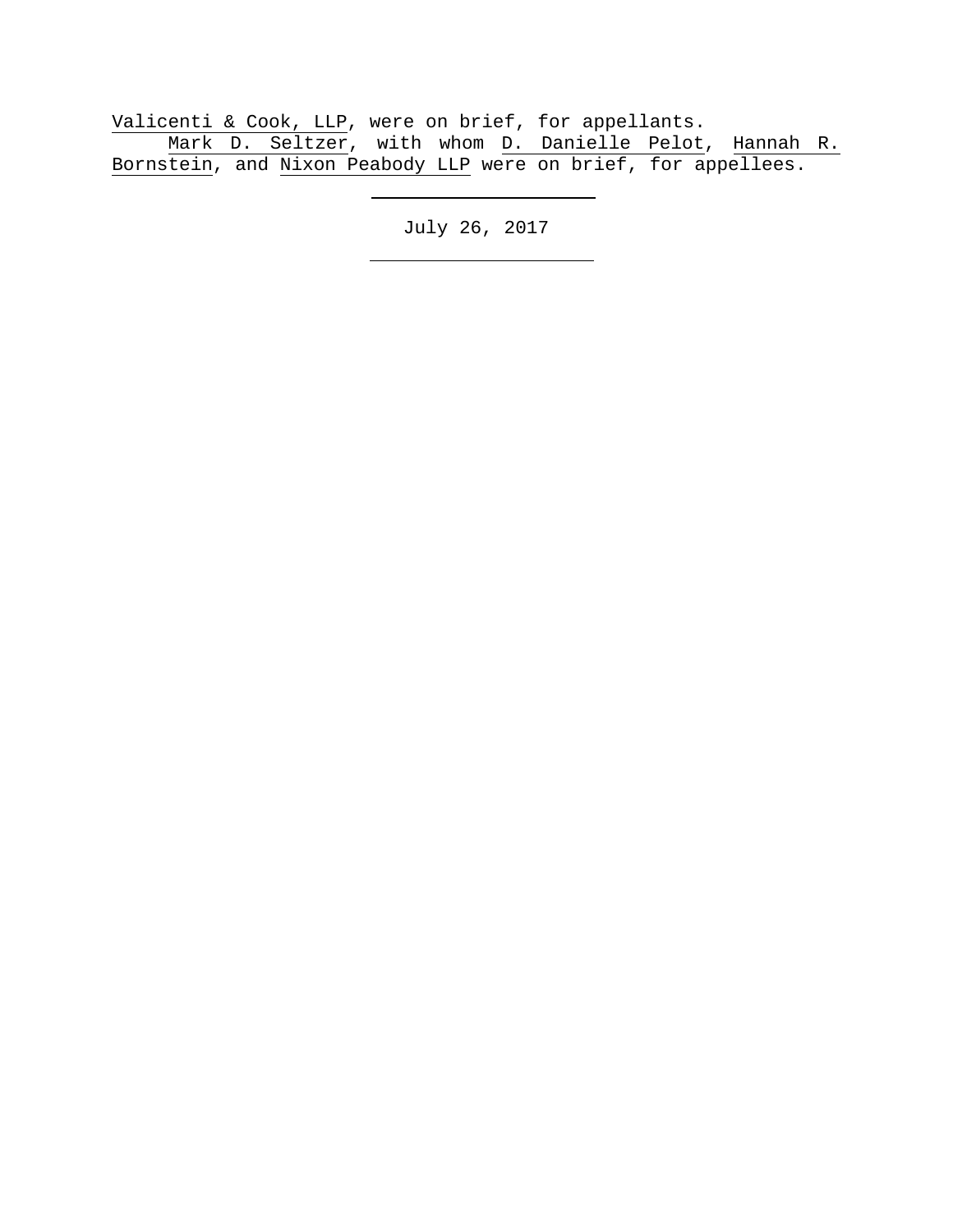Valicenti & Cook, LLP, were on brief, for appellants.

Mark D. Seltzer, with whom D. Danielle Pelot, Hannah R. Bornstein, and Nixon Peabody LLP were on brief, for appellees.

---

July 26, 2017

---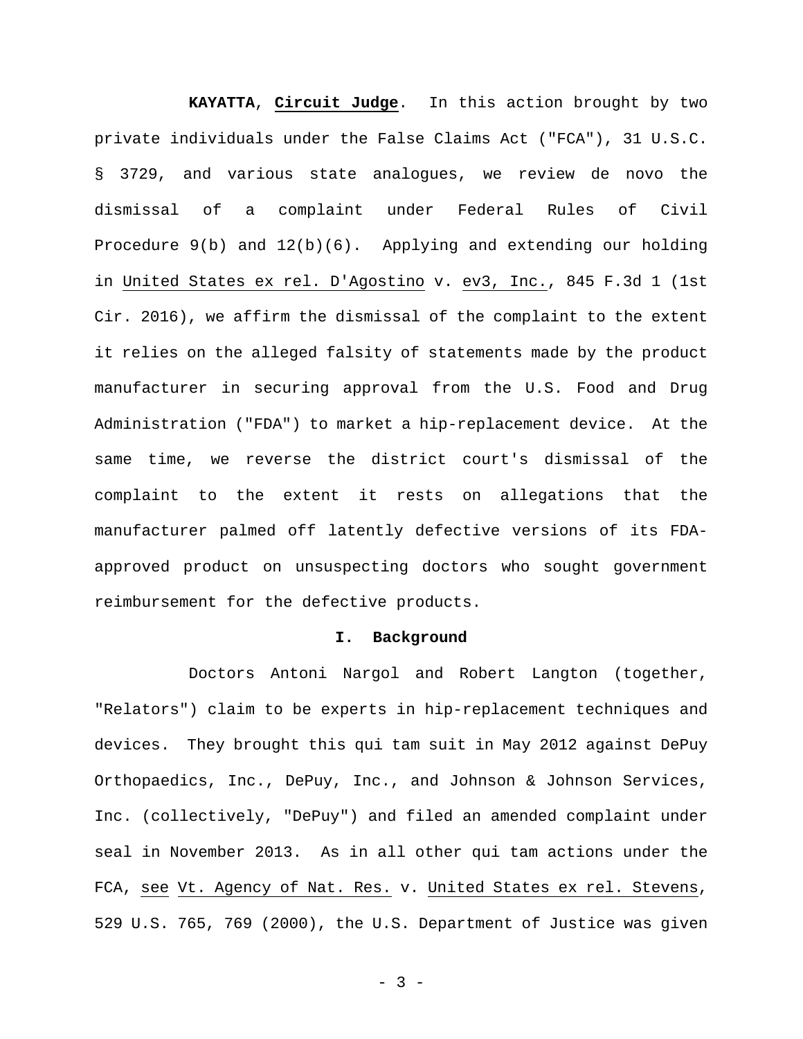**KAYATTA**, **Circuit Judge**. In this action brought by two private individuals under the False Claims Act ("FCA"), 31 U.S.C. § 3729, and various state analogues, we review de novo the dismissal of a complaint under Federal Rules of Civil Procedure 9(b) and 12(b)(6). Applying and extending our holding in United States ex rel. D'Agostino v. ev3, Inc., 845 F.3d 1 (1st Cir. 2016), we affirm the dismissal of the complaint to the extent it relies on the alleged falsity of statements made by the product manufacturer in securing approval from the U.S. Food and Drug Administration ("FDA") to market a hip-replacement device. At the same time, we reverse the district court's dismissal of the complaint to the extent it rests on allegations that the manufacturer palmed off latently defective versions of its FDA-approved product on unsuspecting doctors who sought government reimbursement for the defective products.

## I. Background

Doctors Antoni Nargol and Robert Langton (together, "Relators") claim to be experts in hip-replacement techniques and devices. They brought this qui tam suit in May 2012 against DePuy Orthopaedics, Inc., DePuy, Inc., and Johnson & Johnson Services, Inc. (collectively, "DePuy") and filed an amended complaint under seal in November 2013. As in all other qui tam actions under the FCA, see Vt. Agency of Nat. Res. v. United States ex rel. Stevens, 529 U.S. 765, 769 (2000), the U.S. Department of Justice was given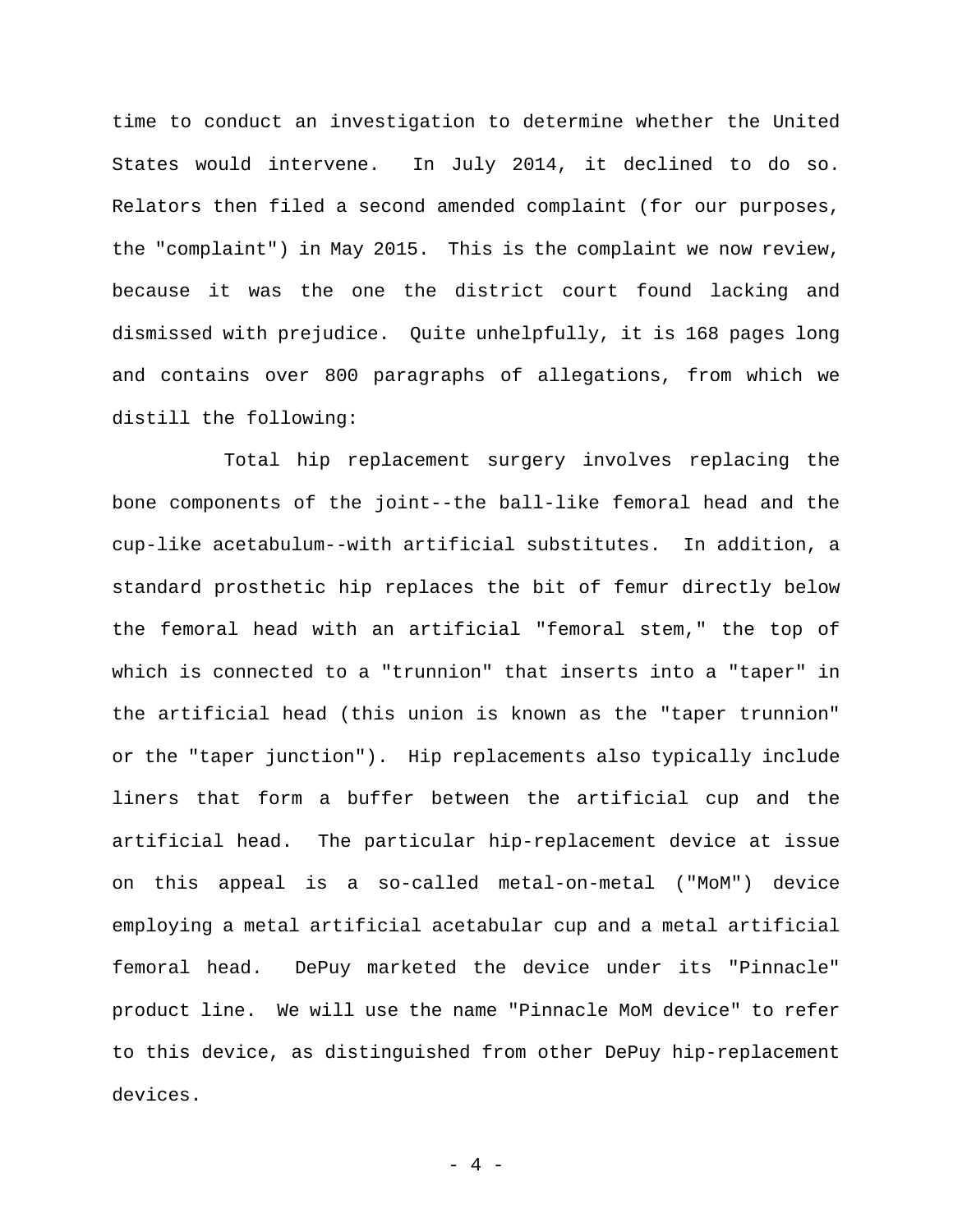time to conduct an investigation to determine whether the United States would intervene. In July 2014, it declined to do so. Relators then filed a second amended complaint (for our purposes, the "complaint") in May 2015. This is the complaint we now review, because it was the one the district court found lacking and dismissed with prejudice. Quite unhelpfully, it is 168 pages long and contains over 800 paragraphs of allegations, from which we distill the following:

Total hip replacement surgery involves replacing the bone components of the joint--the ball-like femoral head and the cup-like acetabulum--with artificial substitutes. In addition, a standard prosthetic hip replaces the bit of femur directly below the femoral head with an artificial "femoral stem," the top of which is connected to a "trunnion" that inserts into a "taper" in the artificial head (this union is known as the "taper trunnion" or the "taper junction"). Hip replacements also typically include liners that form a buffer between the artificial cup and the artificial head. The particular hip-replacement device at issue on this appeal is a so-called metal-on-metal ("MoM") device employing a metal artificial acetabular cup and a metal artificial femoral head. DePuy marketed the device under its "Pinnacle" product line. We will use the name "Pinnacle MoM device" to refer to this device, as distinguished from other DePuy hip-replacement devices.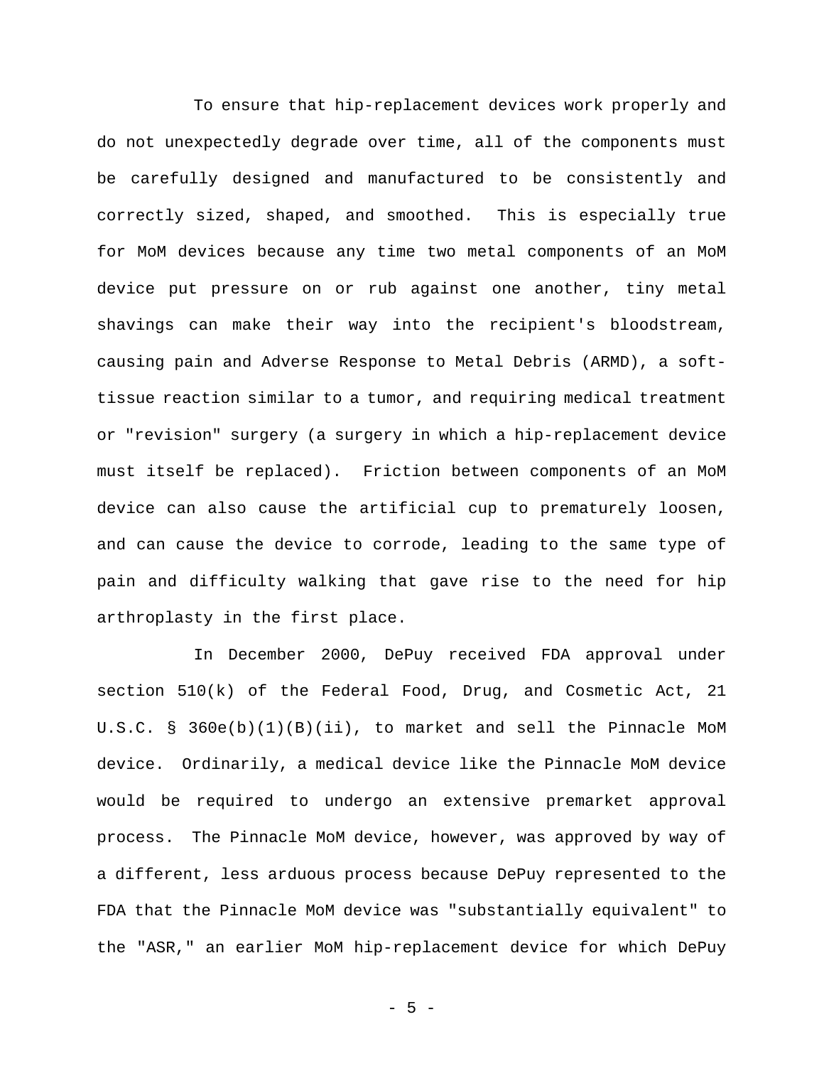To ensure that hip-replacement devices work properly and do not unexpectedly degrade over time, all of the components must be carefully designed and manufactured to be consistently and correctly sized, shaped, and smoothed. This is especially true for MoM devices because any time two metal components of an MoM device put pressure on or rub against one another, tiny metal shavings can make their way into the recipient's bloodstream, causing pain and Adverse Response to Metal Debris (ARMD), a soft-tissue reaction similar to a tumor, and requiring medical treatment or "revision" surgery (a surgery in which a hip-replacement device must itself be replaced). Friction between components of an MoM device can also cause the artificial cup to prematurely loosen, and can cause the device to corrode, leading to the same type of pain and difficulty walking that gave rise to the need for hip arthroplasty in the first place.

In December 2000, DePuy received FDA approval under section 510(k) of the Federal Food, Drug, and Cosmetic Act, 21 U.S.C. § 360e(b)(1)(B)(ii), to market and sell the Pinnacle MoM device. Ordinarily, a medical device like the Pinnacle MoM device would be required to undergo an extensive premarket approval process. The Pinnacle MoM device, however, was approved by way of a different, less arduous process because DePuy represented to the FDA that the Pinnacle MoM device was "substantially equivalent" to the "ASR," an earlier MoM hip-replacement device for which DePuy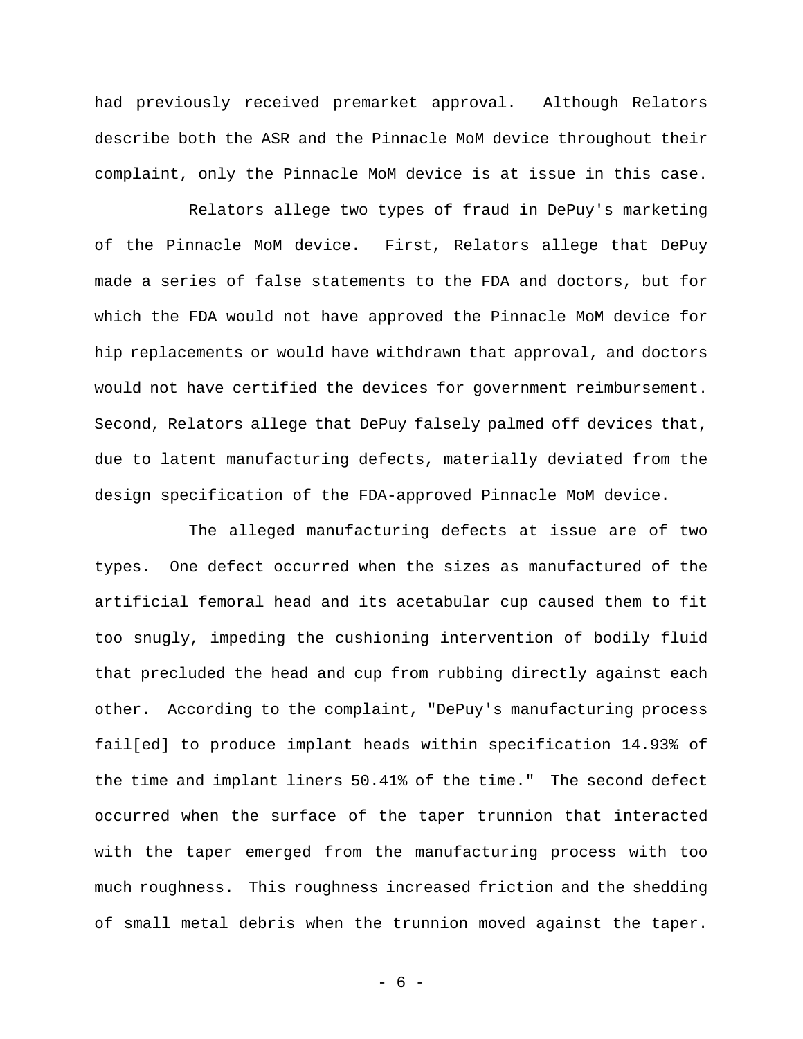had previously received premarket approval. Although Relators describe both the ASR and the Pinnacle MoM device throughout their complaint, only the Pinnacle MoM device is at issue in this case.

Relators allege two types of fraud in DePuy's marketing of the Pinnacle MoM device. First, Relators allege that DePuy made a series of false statements to the FDA and doctors, but for which the FDA would not have approved the Pinnacle MoM device for hip replacements or would have withdrawn that approval, and doctors would not have certified the devices for government reimbursement. Second, Relators allege that DePuy falsely palmed off devices that, due to latent manufacturing defects, materially deviated from the design specification of the FDA-approved Pinnacle MoM device.

The alleged manufacturing defects at issue are of two types. One defect occurred when the sizes as manufactured of the artificial femoral head and its acetabular cup caused them to fit too snugly, impeding the cushioning intervention of bodily fluid that precluded the head and cup from rubbing directly against each other. According to the complaint, "DePuy's manufacturing process fail[ed] to produce implant heads within specification 14.93% of the time and implant liners 50.41% of the time." The second defect occurred when the surface of the taper trunnion that interacted with the taper emerged from the manufacturing process with too much roughness. This roughness increased friction and the shedding of small metal debris when the trunnion moved against the taper.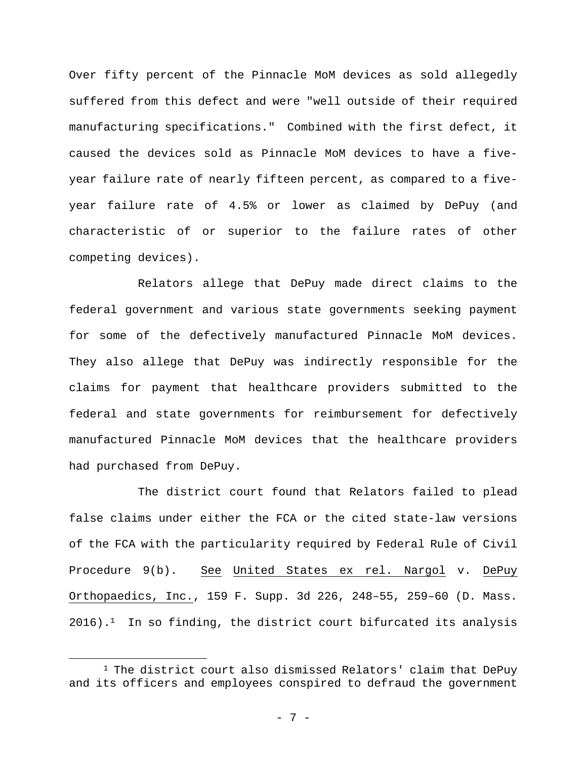Over fifty percent of the Pinnacle MoM devices as sold allegedly suffered from this defect and were "well outside of their required manufacturing specifications." Combined with the first defect, it caused the devices sold as Pinnacle MoM devices to have a five-year failure rate of nearly fifteen percent, as compared to a five-year failure rate of 4.5% or lower as claimed by DePuy (and characteristic of or superior to the failure rates of other competing devices).

Relators allege that DePuy made direct claims to the federal government and various state governments seeking payment for some of the defectively manufactured Pinnacle MoM devices. They also allege that DePuy was indirectly responsible for the claims for payment that healthcare providers submitted to the federal and state governments for reimbursement for defectively manufactured Pinnacle MoM devices that the healthcare providers had purchased from DePuy.

The district court found that Relators failed to plead false claims under either the FCA or the cited state-law versions of the FCA with the particularity required by Federal Rule of Civil Procedure 9(b). See United States ex rel. Nargol v. DePuy Orthopaedics, Inc., 159 F. Supp. 3d 226, 248–55, 259–60 (D. Mass. 2016).[1] In so finding, the district court bifurcated its analysis

[1] The district court also dismissed Relators' claim that DePuy and its officers and employees conspired to defraud the government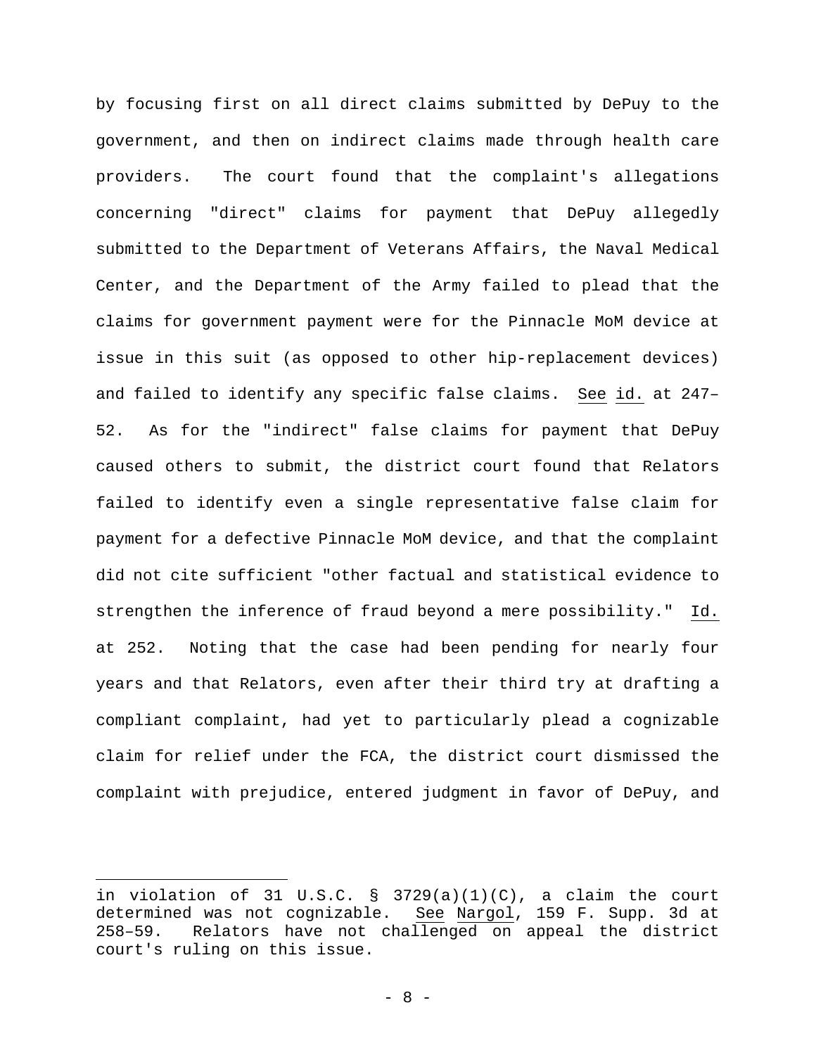by focusing first on all direct claims submitted by DePuy to the government, and then on indirect claims made through health care providers. The court found that the complaint's allegations concerning "direct" claims for payment that DePuy allegedly submitted to the Department of Veterans Affairs, the Naval Medical Center, and the Department of the Army failed to plead that the claims for government payment were for the Pinnacle MoM device at issue in this suit (as opposed to other hip-replacement devices) and failed to identify any specific false claims. See id. at 247–52. As for the "indirect" false claims for payment that DePuy caused others to submit, the district court found that Relators failed to identify even a single representative false claim for payment for a defective Pinnacle MoM device, and that the complaint did not cite sufficient "other factual and statistical evidence to strengthen the inference of fraud beyond a mere possibility." Id. at 252. Noting that the case had been pending for nearly four years and that Relators, even after their third try at drafting a compliant complaint, had yet to particularly plead a cognizable claim for relief under the FCA, the district court dismissed the complaint with prejudice, entered judgment in favor of DePuy, and

---

in violation of 31 U.S.C. § 3729(a)(1)(C), a claim the court determined was not cognizable. See Nargol, 159 F. Supp. 3d at 258–59. Relators have not challenged on appeal the district court's ruling on this issue.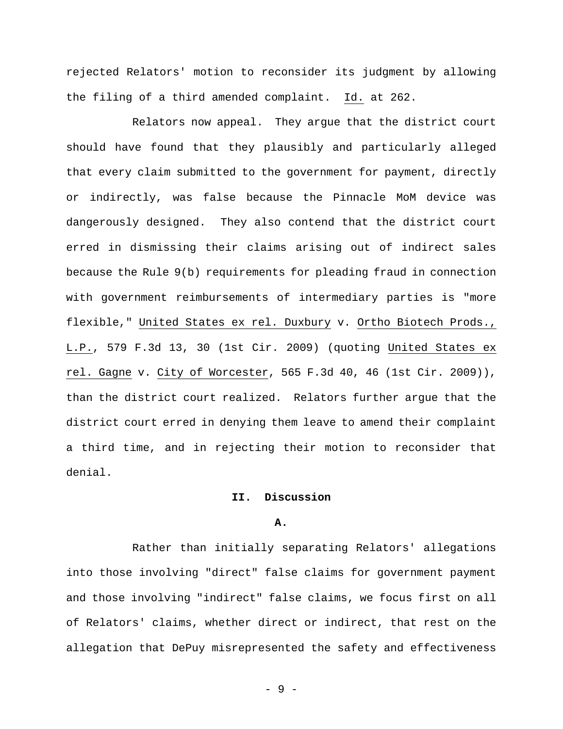rejected Relators' motion to reconsider its judgment by allowing the filing of a third amended complaint. *Id.* at 262.

Relators now appeal. They argue that the district court should have found that they plausibly and particularly alleged that every claim submitted to the government for payment, directly or indirectly, was false because the Pinnacle MoM device was dangerously designed. They also contend that the district court erred in dismissing their claims arising out of indirect sales because the Rule 9(b) requirements for pleading fraud in connection with government reimbursements of intermediary parties is "more flexible," *United States ex rel. Duxbury* v. *Ortho Biotech Prods., L.P.*, 579 F.3d 13, 30 (1st Cir. 2009) (quoting *United States ex rel. Gagne* v. *City of Worcester*, 565 F.3d 40, 46 (1st Cir. 2009)), than the district court realized. Relators further argue that the district court erred in denying them leave to amend their complaint a third time, and in rejecting their motion to reconsider that denial.

## II. Discussion

### A.

Rather than initially separating Relators' allegations into those involving "direct" false claims for government payment and those involving "indirect" false claims, we focus first on all of Relators' claims, whether direct or indirect, that rest on the allegation that DePuy misrepresented the safety and effectiveness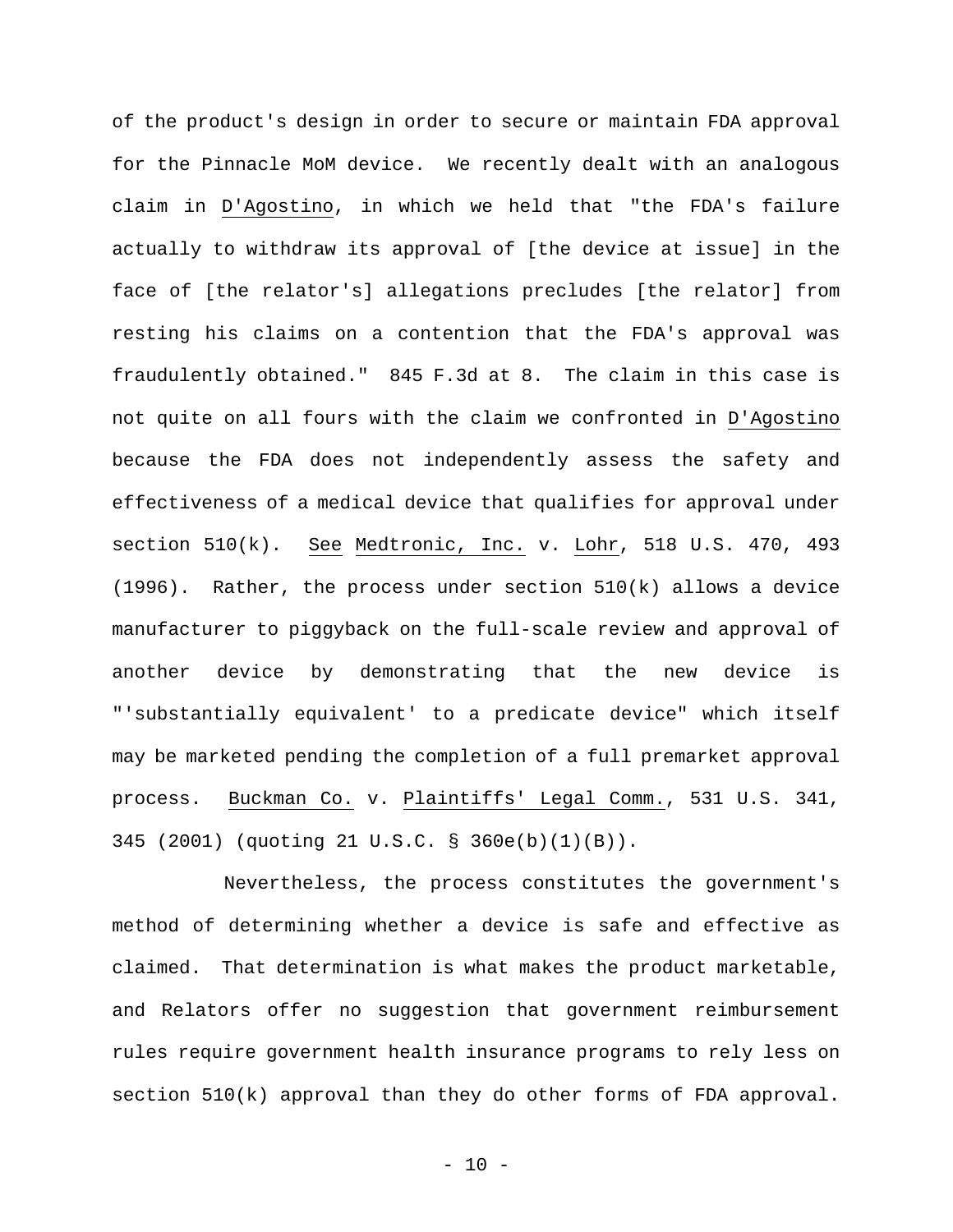of the product's design in order to secure or maintain FDA approval for the Pinnacle MoM device. We recently dealt with an analogous claim in D'Agostino, in which we held that "the FDA's failure actually to withdraw its approval of [the device at issue] in the face of [the relator's] allegations precludes [the relator] from resting his claims on a contention that the FDA's approval was fraudulently obtained." 845 F.3d at 8. The claim in this case is not quite on all fours with the claim we confronted in D'Agostino because the FDA does not independently assess the safety and effectiveness of a medical device that qualifies for approval under section 510(k). See Medtronic, Inc. v. Lohr, 518 U.S. 470, 493 (1996). Rather, the process under section 510(k) allows a device manufacturer to piggyback on the full-scale review and approval of another device by demonstrating that the new device is "'substantially equivalent' to a predicate device" which itself may be marketed pending the completion of a full premarket approval process. Buckman Co. v. Plaintiffs' Legal Comm., 531 U.S. 341, 345 (2001) (quoting 21 U.S.C. § 360e(b)(1)(B)).

Nevertheless, the process constitutes the government's method of determining whether a device is safe and effective as claimed. That determination is what makes the product marketable, and Relators offer no suggestion that government reimbursement rules require government health insurance programs to rely less on section 510(k) approval than they do other forms of FDA approval.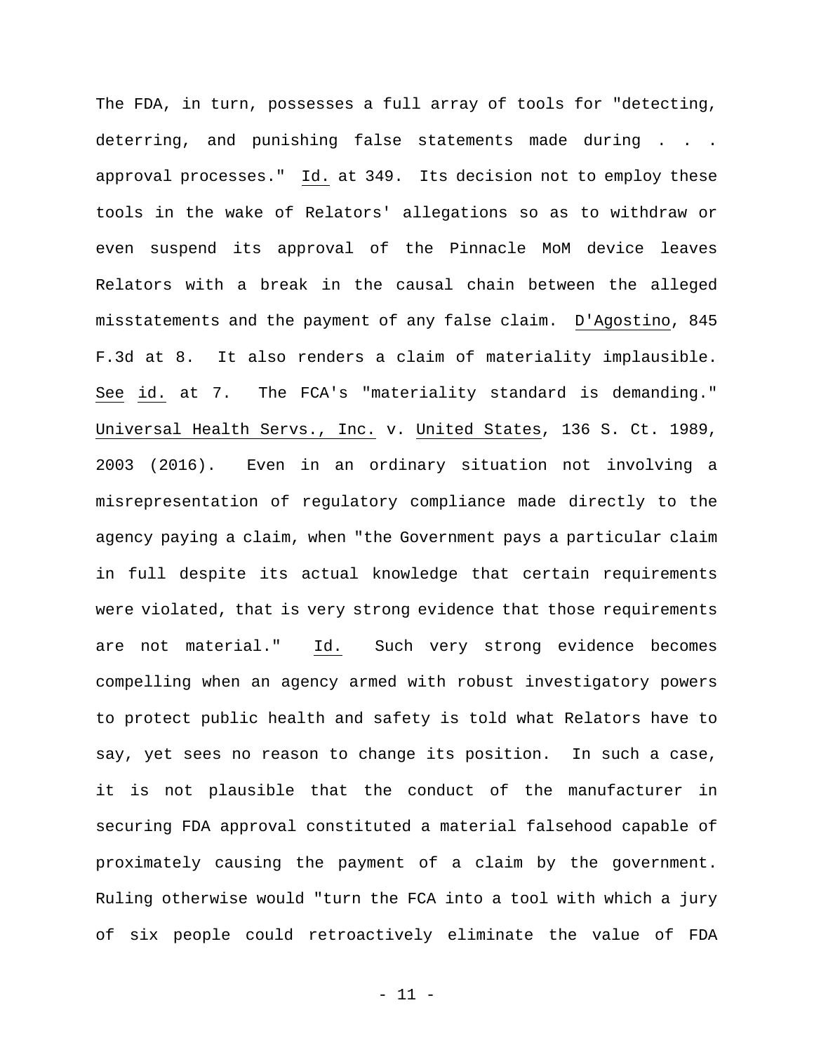The FDA, in turn, possesses a full array of tools for "detecting, deterring, and punishing false statements made during . . . approval processes." Id. at 349. Its decision not to employ these tools in the wake of Relators' allegations so as to withdraw or even suspend its approval of the Pinnacle MoM device leaves Relators with a break in the causal chain between the alleged misstatements and the payment of any false claim. D'Agostino, 845 F.3d at 8. It also renders a claim of materiality implausible. See id. at 7. The FCA's "materiality standard is demanding." Universal Health Servs., Inc. v. United States, 136 S. Ct. 1989, 2003 (2016). Even in an ordinary situation not involving a misrepresentation of regulatory compliance made directly to the agency paying a claim, when "the Government pays a particular claim in full despite its actual knowledge that certain requirements were violated, that is very strong evidence that those requirements are not material." Id. Such very strong evidence becomes compelling when an agency armed with robust investigatory powers to protect public health and safety is told what Relators have to say, yet sees no reason to change its position. In such a case, it is not plausible that the conduct of the manufacturer in securing FDA approval constituted a material falsehood capable of proximately causing the payment of a claim by the government. Ruling otherwise would "turn the FCA into a tool with which a jury of six people could retroactively eliminate the value of FDA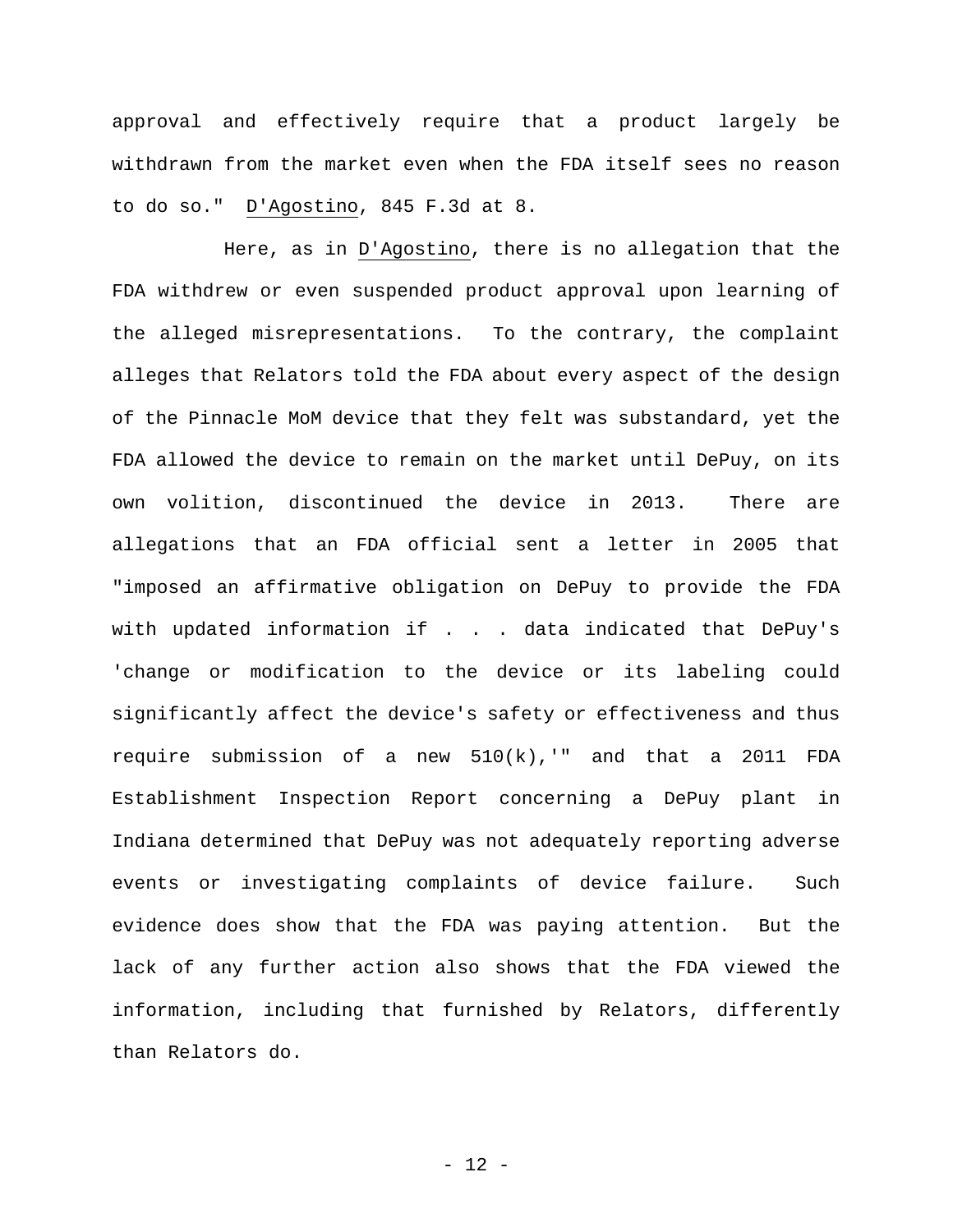approval and effectively require that a product largely be withdrawn from the market even when the FDA itself sees no reason to do so." D'Agostino, 845 F.3d at 8.

Here, as in D'Agostino, there is no allegation that the FDA withdrew or even suspended product approval upon learning of the alleged misrepresentations. To the contrary, the complaint alleges that Relators told the FDA about every aspect of the design of the Pinnacle MoM device that they felt was substandard, yet the FDA allowed the device to remain on the market until DePuy, on its own volition, discontinued the device in 2013. There are allegations that an FDA official sent a letter in 2005 that "imposed an affirmative obligation on DePuy to provide the FDA with updated information if . . . data indicated that DePuy's 'change or modification to the device or its labeling could significantly affect the device's safety or effectiveness and thus require submission of a new 510(k),'" and that a 2011 FDA Establishment Inspection Report concerning a DePuy plant in Indiana determined that DePuy was not adequately reporting adverse events or investigating complaints of device failure. Such evidence does show that the FDA was paying attention. But the lack of any further action also shows that the FDA viewed the information, including that furnished by Relators, differently than Relators do.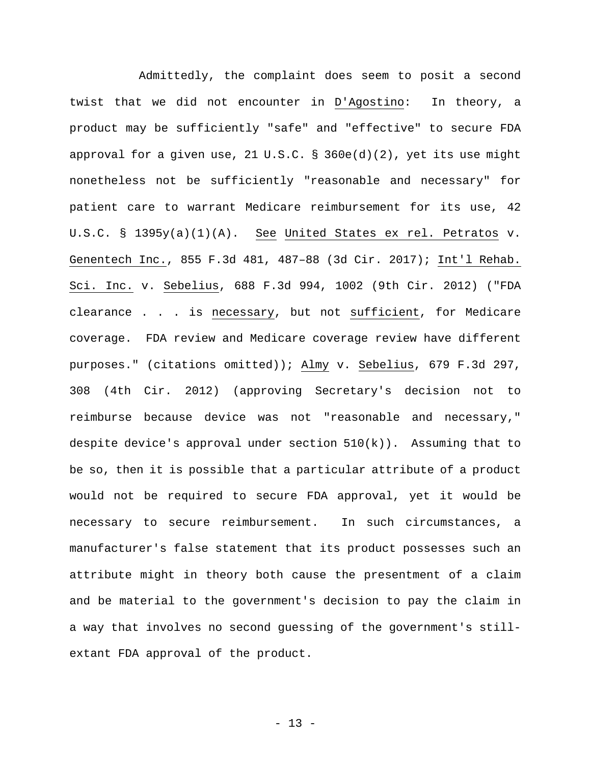Admittedly, the complaint does seem to posit a second twist that we did not encounter in _D'Agostino_: In theory, a product may be sufficiently "safe" and "effective" to secure FDA approval for a given use, 21 U.S.C. § 360e(d)(2), yet its use might nonetheless not be sufficiently "reasonable and necessary" for patient care to warrant Medicare reimbursement for its use, 42 U.S.C. § 1395y(a)(1)(A). _See_ _United States ex rel. Petratos_ v. _Genentech Inc._, 855 F.3d 481, 487–88 (3d Cir. 2017); _Int'l Rehab. Sci. Inc._ v. _Sebelius_, 688 F.3d 994, 1002 (9th Cir. 2012) ("FDA clearance . . . is _necessary_, but not _sufficient_, for Medicare coverage. FDA review and Medicare coverage review have different purposes." (citations omitted)); _Almy_ v. _Sebelius_, 679 F.3d 297, 308 (4th Cir. 2012) (approving Secretary's decision not to reimburse because device was not "reasonable and necessary," despite device's approval under section 510(k)). Assuming that to be so, then it is possible that a particular attribute of a product would not be required to secure FDA approval, yet it would be necessary to secure reimbursement. In such circumstances, a manufacturer's false statement that its product possesses such an attribute might in theory both cause the presentment of a claim and be material to the government's decision to pay the claim in a way that involves no second guessing of the government's still-extant FDA approval of the product.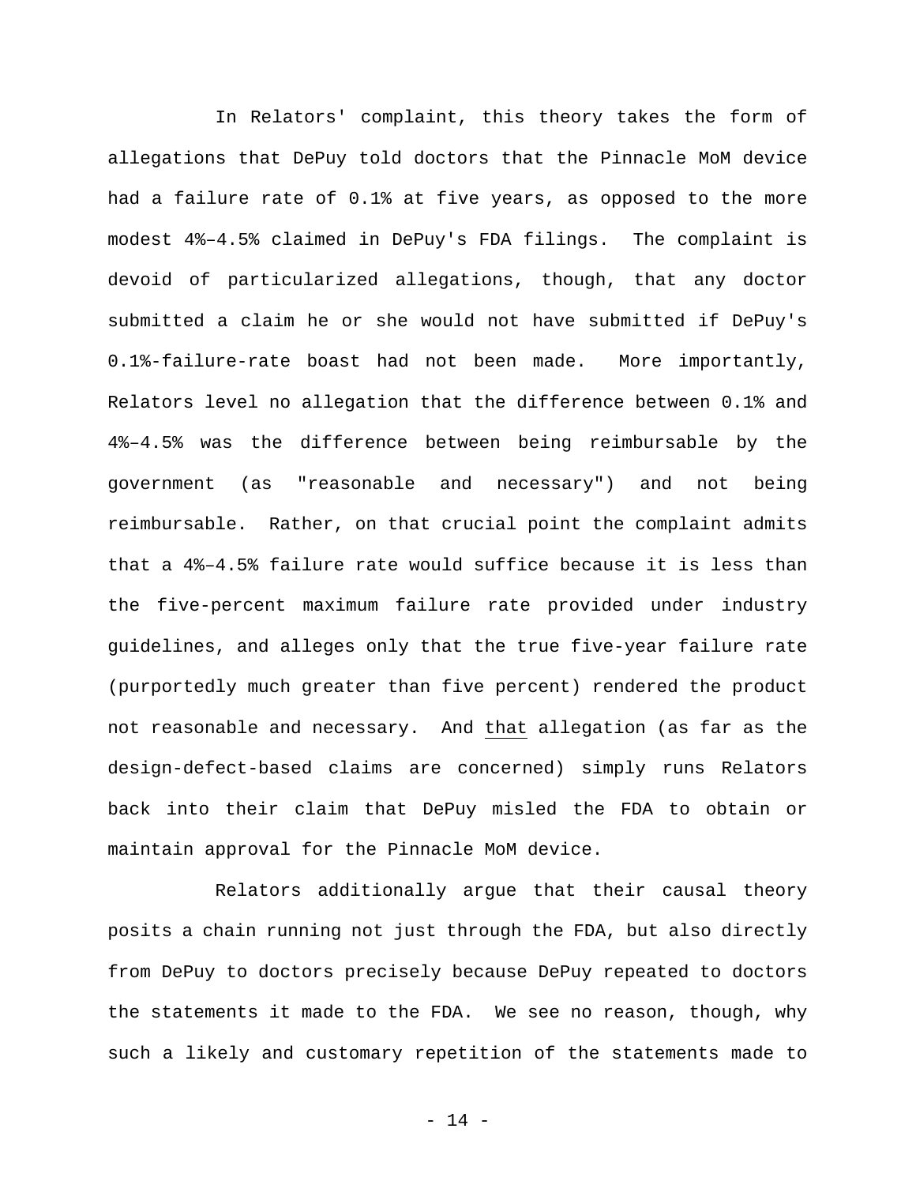In Relators' complaint, this theory takes the form of allegations that DePuy told doctors that the Pinnacle MoM device had a failure rate of 0.1% at five years, as opposed to the more modest 4%–4.5% claimed in DePuy's FDA filings. The complaint is devoid of particularized allegations, though, that any doctor submitted a claim he or she would not have submitted if DePuy's 0.1%-failure-rate boast had not been made. More importantly, Relators level no allegation that the difference between 0.1% and 4%–4.5% was the difference between being reimbursable by the government (as "reasonable and necessary") and not being reimbursable. Rather, on that crucial point the complaint admits that a 4%–4.5% failure rate would suffice because it is less than the five-percent maximum failure rate provided under industry guidelines, and alleges only that the true five-year failure rate (purportedly much greater than five percent) rendered the product not reasonable and necessary. And <u>that</u> allegation (as far as the design-defect-based claims are concerned) simply runs Relators back into their claim that DePuy misled the FDA to obtain or maintain approval for the Pinnacle MoM device.

Relators additionally argue that their causal theory posits a chain running not just through the FDA, but also directly from DePuy to doctors precisely because DePuy repeated to doctors the statements it made to the FDA. We see no reason, though, why such a likely and customary repetition of the statements made to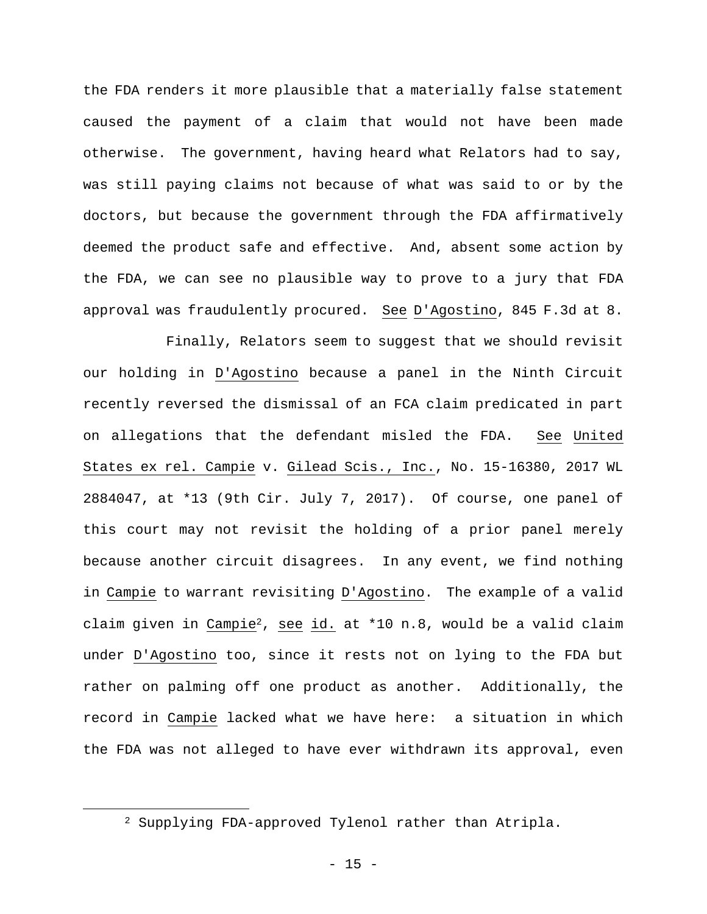the FDA renders it more plausible that a materially false statement caused the payment of a claim that would not have been made otherwise. The government, having heard what Relators had to say, was still paying claims not because of what was said to or by the doctors, but because the government through the FDA affirmatively deemed the product safe and effective. And, absent some action by the FDA, we can see no plausible way to prove to a jury that FDA approval was fraudulently procured. See D'Agostino, 845 F.3d at 8.

Finally, Relators seem to suggest that we should revisit our holding in D'Agostino because a panel in the Ninth Circuit recently reversed the dismissal of an FCA claim predicated in part on allegations that the defendant misled the FDA. See United States ex rel. Campie v. Gilead Scis., Inc., No. 15-16380, 2017 WL 2884047, at *13 (9th Cir. July 7, 2017). Of course, one panel of this court may not revisit the holding of a prior panel merely because another circuit disagrees. In any event, we find nothing in Campie to warrant revisiting D'Agostino. The example of a valid claim given in Campie[2], see id. at *10 n.8, would be a valid claim under D'Agostino too, since it rests not on lying to the FDA but rather on palming off one product as another. Additionally, the record in Campie lacked what we have here: a situation in which the FDA was not alleged to have ever withdrawn its approval, even

[2] Supplying FDA-approved Tylenol rather than Atripla.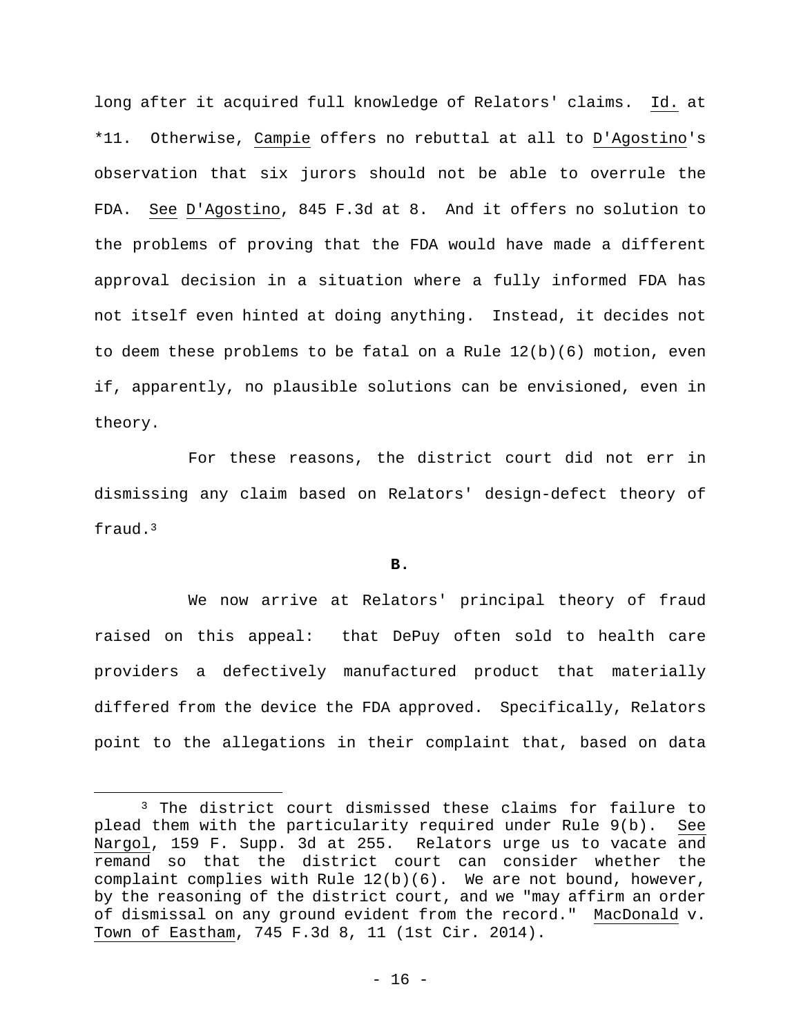long after it acquired full knowledge of Relators' claims. Id. at *11. Otherwise, Campie offers no rebuttal at all to D'Agostino's observation that six jurors should not be able to overrule the FDA. See D'Agostino, 845 F.3d at 8. And it offers no solution to the problems of proving that the FDA would have made a different approval decision in a situation where a fully informed FDA has not itself even hinted at doing anything. Instead, it decides not to deem these problems to be fatal on a Rule 12(b)(6) motion, even if, apparently, no plausible solutions can be envisioned, even in theory.

For these reasons, the district court did not err in dismissing any claim based on Relators' design-defect theory of fraud.[3]

**B.**

We now arrive at Relators' principal theory of fraud raised on this appeal: that DePuy often sold to health care providers a defectively manufactured product that materially differed from the device the FDA approved. Specifically, Relators point to the allegations in their complaint that, based on data

[3] The district court dismissed these claims for failure to plead them with the particularity required under Rule 9(b). See Nargol, 159 F. Supp. 3d at 255. Relators urge us to vacate and remand so that the district court can consider whether the complaint complies with Rule 12(b)(6). We are not bound, however, by the reasoning of the district court, and we "may affirm an order of dismissal on any ground evident from the record." MacDonald v. Town of Eastham, 745 F.3d 8, 11 (1st Cir. 2014).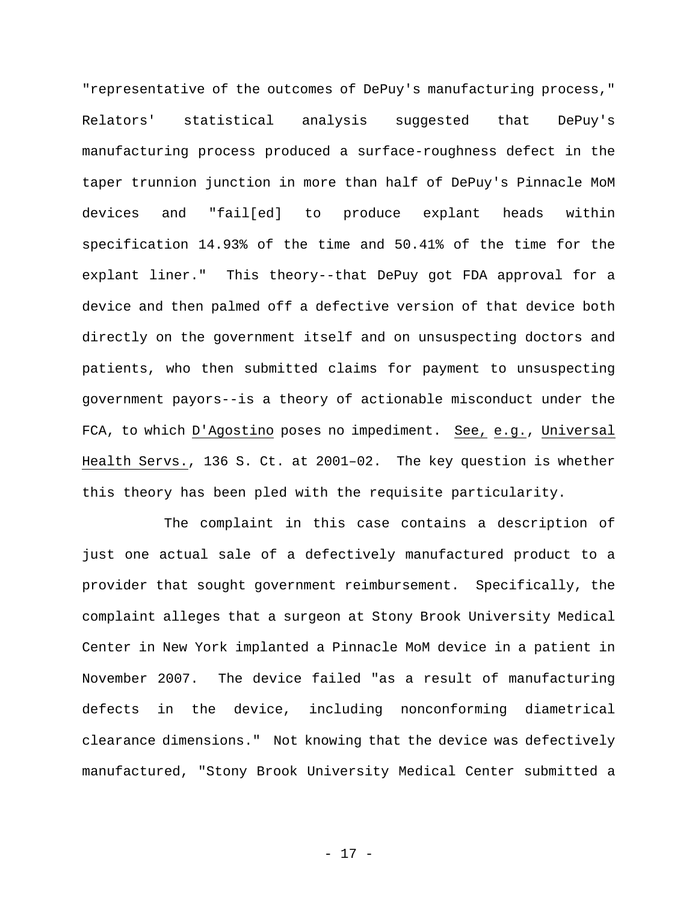"representative of the outcomes of DePuy's manufacturing process," Relators' statistical analysis suggested that DePuy's manufacturing process produced a surface-roughness defect in the taper trunnion junction in more than half of DePuy's Pinnacle MoM devices and "fail[ed] to produce explant heads within specification 14.93% of the time and 50.41% of the time for the explant liner." This theory--that DePuy got FDA approval for a device and then palmed off a defective version of that device both directly on the government itself and on unsuspecting doctors and patients, who then submitted claims for payment to unsuspecting government payors--is a theory of actionable misconduct under the FCA, to which D'Agostino poses no impediment. See, e.g., Universal Health Servs., 136 S. Ct. at 2001–02. The key question is whether this theory has been pled with the requisite particularity.

The complaint in this case contains a description of just one actual sale of a defectively manufactured product to a provider that sought government reimbursement. Specifically, the complaint alleges that a surgeon at Stony Brook University Medical Center in New York implanted a Pinnacle MoM device in a patient in November 2007. The device failed "as a result of manufacturing defects in the device, including nonconforming diametrical clearance dimensions." Not knowing that the device was defectively manufactured, "Stony Brook University Medical Center submitted a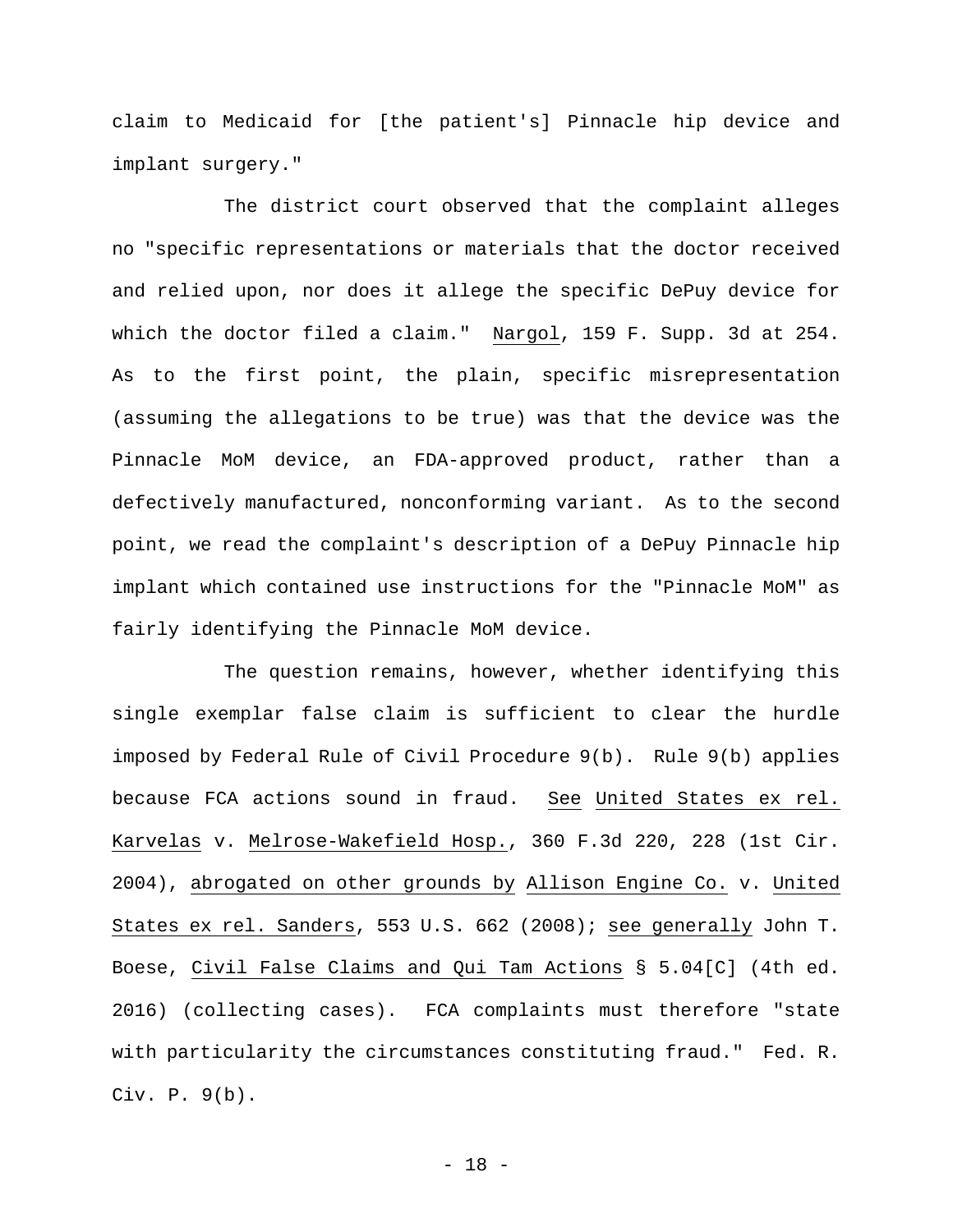claim to Medicaid for [the patient's] Pinnacle hip device and implant surgery."

The district court observed that the complaint alleges no "specific representations or materials that the doctor received and relied upon, nor does it allege the specific DePuy device for which the doctor filed a claim." Nargol, 159 F. Supp. 3d at 254. As to the first point, the plain, specific misrepresentation (assuming the allegations to be true) was that the device was the Pinnacle MoM device, an FDA-approved product, rather than a defectively manufactured, nonconforming variant. As to the second point, we read the complaint's description of a DePuy Pinnacle hip implant which contained use instructions for the "Pinnacle MoM" as fairly identifying the Pinnacle MoM device.

The question remains, however, whether identifying this single exemplar false claim is sufficient to clear the hurdle imposed by Federal Rule of Civil Procedure 9(b). Rule 9(b) applies because FCA actions sound in fraud. See United States ex rel. Karvelas v. Melrose-Wakefield Hosp., 360 F.3d 220, 228 (1st Cir. 2004), abrogated on other grounds by Allison Engine Co. v. United States ex rel. Sanders, 553 U.S. 662 (2008); see generally John T. Boese, Civil False Claims and Qui Tam Actions § 5.04[C] (4th ed. 2016) (collecting cases). FCA complaints must therefore "state with particularity the circumstances constituting fraud." Fed. R. Civ. P. 9(b).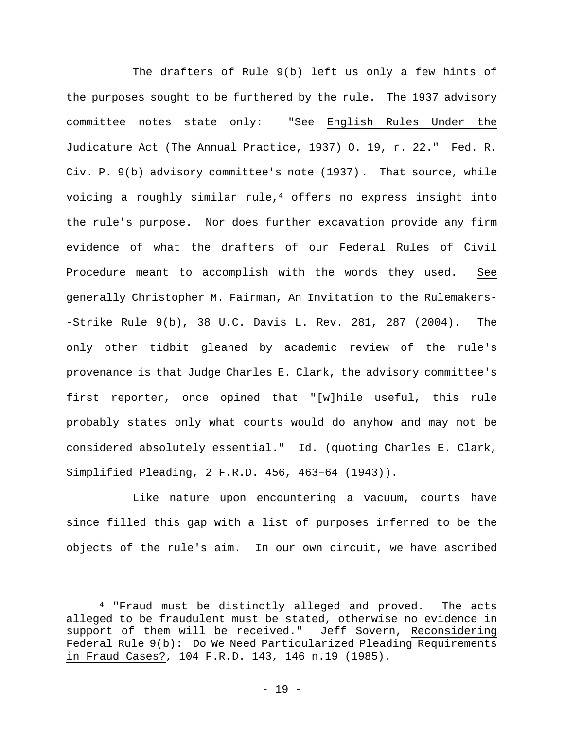The drafters of Rule 9(b) left us only a few hints of the purposes sought to be furthered by the rule. The 1937 advisory committee notes state only: "See English Rules Under the Judicature Act (The Annual Practice, 1937) O. 19, r. 22." Fed. R. Civ. P. 9(b) advisory committee's note (1937). That source, while voicing a roughly similar rule,[4] offers no express insight into the rule's purpose. Nor does further excavation provide any firm evidence of what the drafters of our Federal Rules of Civil Procedure meant to accomplish with the words they used. See generally Christopher M. Fairman, An Invitation to the Rulemakers--Strike Rule 9(b), 38 U.C. Davis L. Rev. 281, 287 (2004). The only other tidbit gleaned by academic review of the rule's provenance is that Judge Charles E. Clark, the advisory committee's first reporter, once opined that "[w]hile useful, this rule probably states only what courts would do anyhow and may not be considered absolutely essential." Id. (quoting Charles E. Clark, Simplified Pleading, 2 F.R.D. 456, 463–64 (1943)).

Like nature upon encountering a vacuum, courts have since filled this gap with a list of purposes inferred to be the objects of the rule's aim. In our own circuit, we have ascribed

[4] "Fraud must be distinctly alleged and proved. The acts alleged to be fraudulent must be stated, otherwise no evidence in support of them will be received." Jeff Sovern, Reconsidering Federal Rule 9(b): Do We Need Particularized Pleading Requirements in Fraud Cases?, 104 F.R.D. 143, 146 n.19 (1985).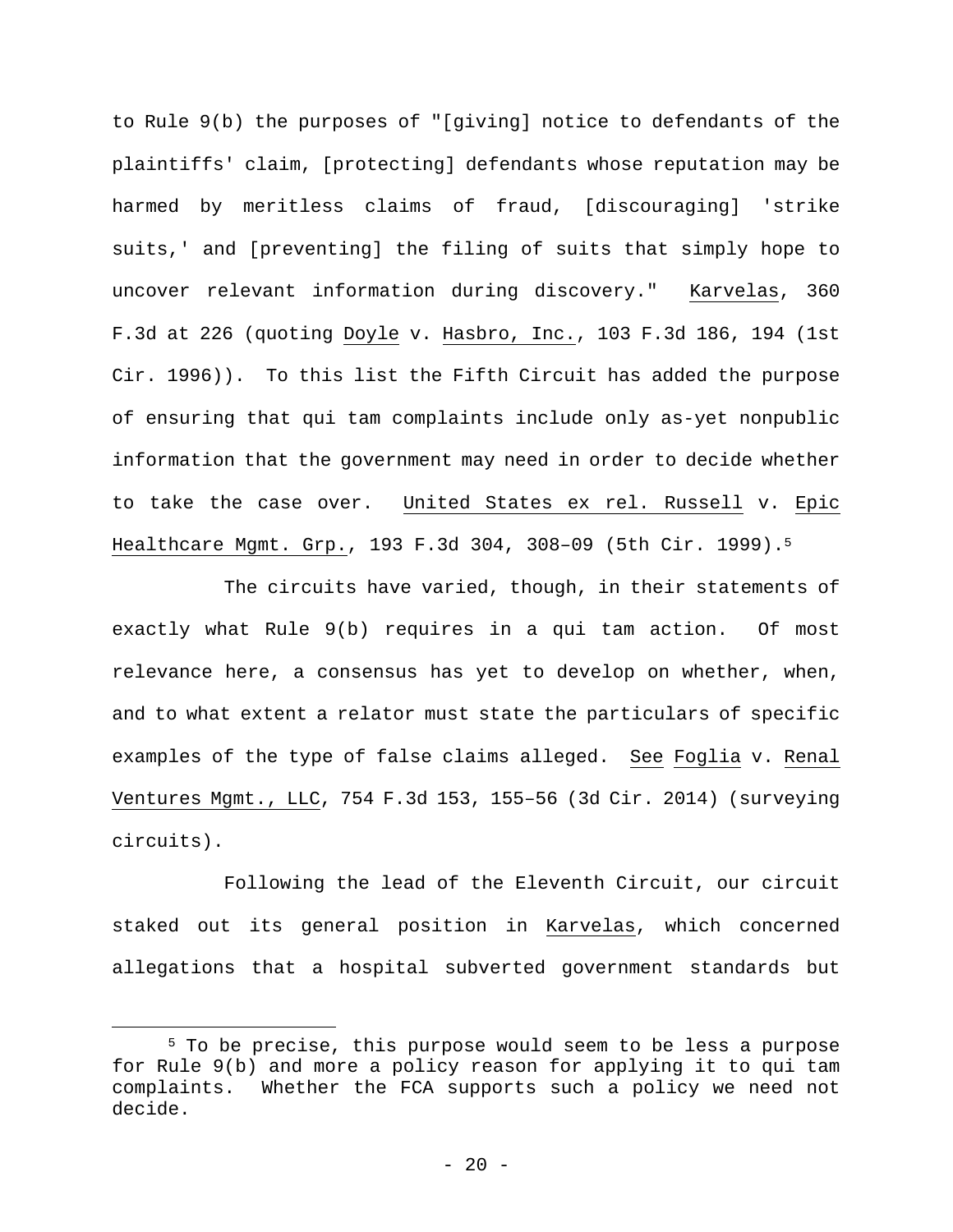to Rule 9(b) the purposes of "[giving] notice to defendants of the plaintiffs' claim, [protecting] defendants whose reputation may be harmed by meritless claims of fraud, [discouraging] 'strike suits,' and [preventing] the filing of suits that simply hope to uncover relevant information during discovery." Karvelas, 360 F.3d at 226 (quoting Doyle v. Hasbro, Inc., 103 F.3d 186, 194 (1st Cir. 1996)). To this list the Fifth Circuit has added the purpose of ensuring that qui tam complaints include only as-yet nonpublic information that the government may need in order to decide whether to take the case over. United States ex rel. Russell v. Epic Healthcare Mgmt. Grp., 193 F.3d 304, 308–09 (5th Cir. 1999).[5]

The circuits have varied, though, in their statements of exactly what Rule 9(b) requires in a qui tam action. Of most relevance here, a consensus has yet to develop on whether, when, and to what extent a relator must state the particulars of specific examples of the type of false claims alleged. See Foglia v. Renal Ventures Mgmt., LLC, 754 F.3d 153, 155–56 (3d Cir. 2014) (surveying circuits).

Following the lead of the Eleventh Circuit, our circuit staked out its general position in Karvelas, which concerned allegations that a hospital subverted government standards but

[5] To be precise, this purpose would seem to be less a purpose for Rule 9(b) and more a policy reason for applying it to qui tam complaints. Whether the FCA supports such a policy we need not decide.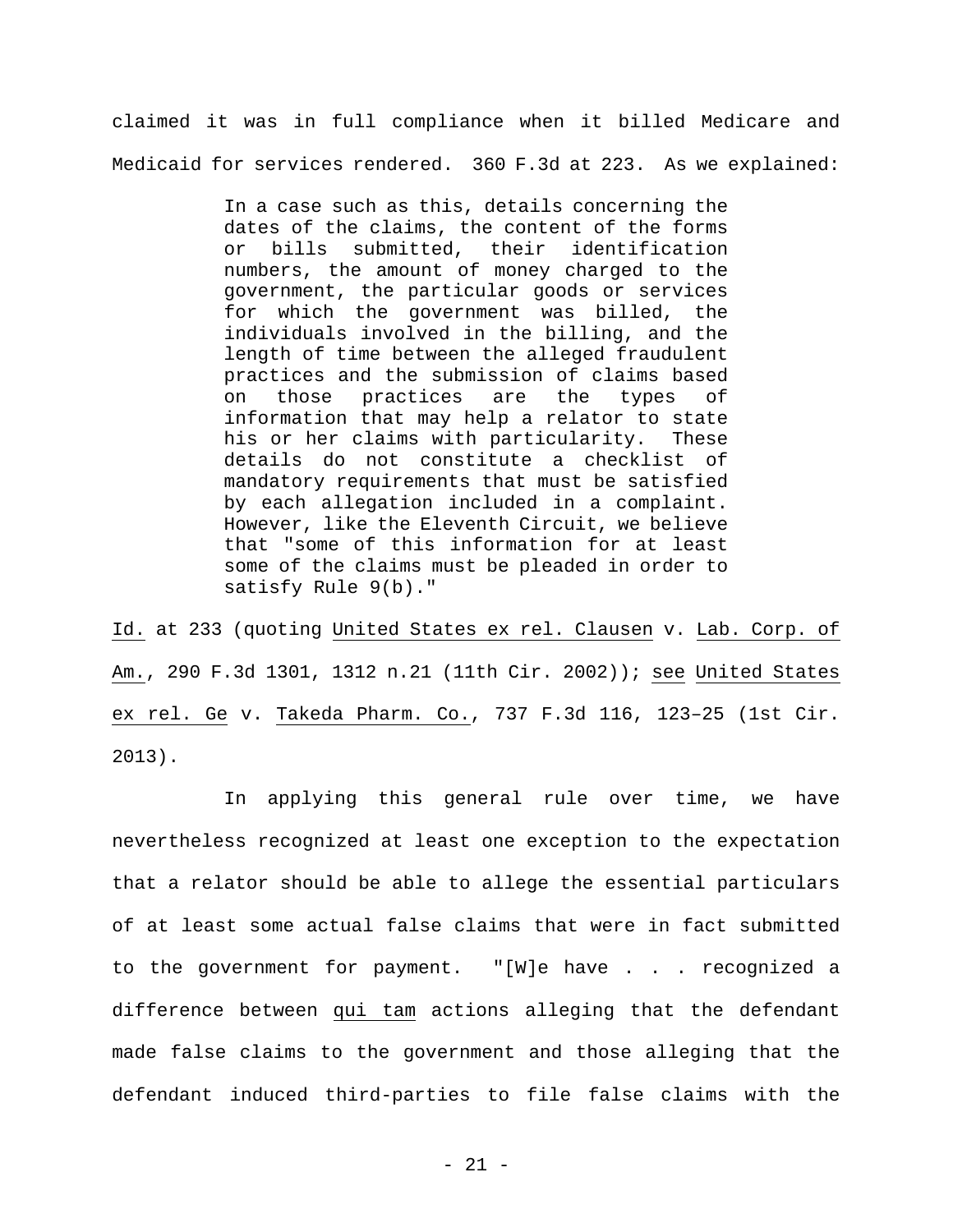claimed it was in full compliance when it billed Medicare and Medicaid for services rendered. 360 F.3d at 223. As we explained:

> In a case such as this, details concerning the dates of the claims, the content of the forms or bills submitted, their identification numbers, the amount of money charged to the government, the particular goods or services for which the government was billed, the individuals involved in the billing, and the length of time between the alleged fraudulent practices and the submission of claims based on those practices are the types of information that may help a relator to state his or her claims with particularity. These details do not constitute a checklist of mandatory requirements that must be satisfied by each allegation included in a complaint. However, like the Eleventh Circuit, we believe that "some of this information for at least some of the claims must be pleaded in order to satisfy Rule 9(b)."

Id. at 233 (quoting United States ex rel. Clausen v. Lab. Corp. of Am., 290 F.3d 1301, 1312 n.21 (11th Cir. 2002)); see United States ex rel. Ge v. Takeda Pharm. Co., 737 F.3d 116, 123–25 (1st Cir. 2013).

In applying this general rule over time, we have nevertheless recognized at least one exception to the expectation that a relator should be able to allege the essential particulars of at least some actual false claims that were in fact submitted to the government for payment. "[W]e have . . . recognized a difference between qui tam actions alleging that the defendant made false claims to the government and those alleging that the defendant induced third-parties to file false claims with the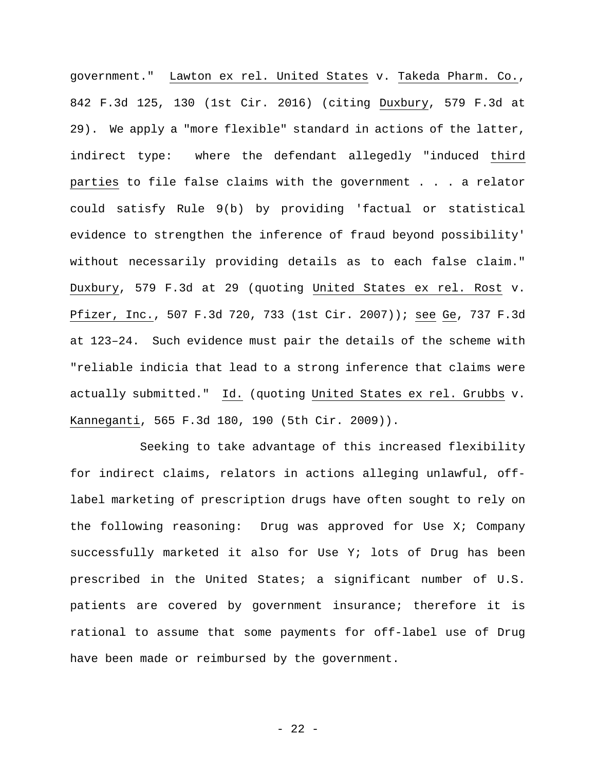government." _Lawton ex rel. United States_ v. _Takeda Pharm. Co._, 842 F.3d 125, 130 (1st Cir. 2016) (citing _Duxbury_, 579 F.3d at 29). We apply a "more flexible" standard in actions of the latter, indirect type: where the defendant allegedly "induced _third parties_ to file false claims with the government . . . a relator could satisfy Rule 9(b) by providing 'factual or statistical evidence to strengthen the inference of fraud beyond possibility' without necessarily providing details as to each false claim." _Duxbury_, 579 F.3d at 29 (quoting _United States ex rel. Rost_ v. _Pfizer, Inc._, 507 F.3d 720, 733 (1st Cir. 2007)); _see Ge_, 737 F.3d at 123–24. Such evidence must pair the details of the scheme with "reliable indicia that lead to a strong inference that claims were actually submitted." _Id._ (quoting _United States ex rel. Grubbs_ v. _Kanneganti_, 565 F.3d 180, 190 (5th Cir. 2009)).

Seeking to take advantage of this increased flexibility for indirect claims, relators in actions alleging unlawful, off-label marketing of prescription drugs have often sought to rely on the following reasoning: Drug was approved for Use X; Company successfully marketed it also for Use Y; lots of Drug has been prescribed in the United States; a significant number of U.S. patients are covered by government insurance; therefore it is rational to assume that some payments for off-label use of Drug have been made or reimbursed by the government.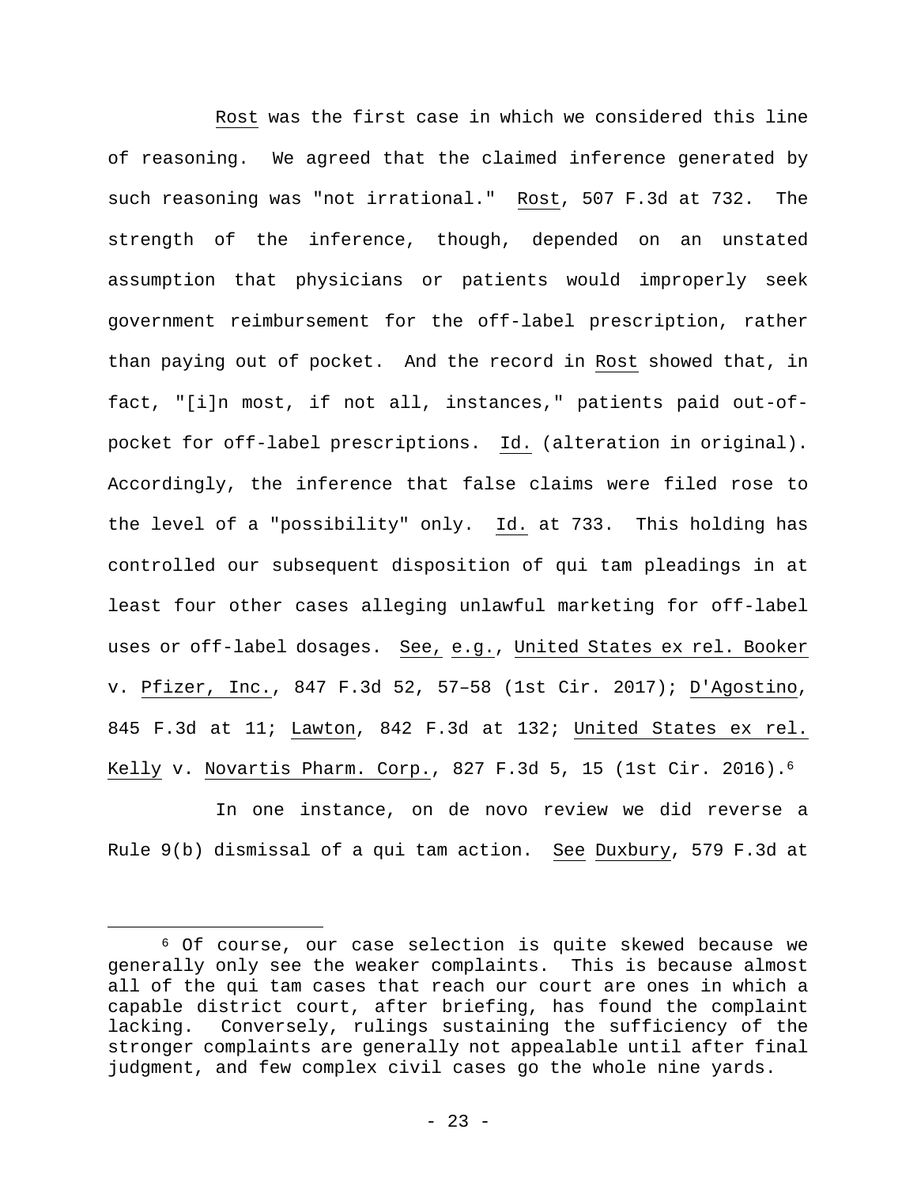Rost was the first case in which we considered this line of reasoning. We agreed that the claimed inference generated by such reasoning was "not irrational." Rost, 507 F.3d at 732. The strength of the inference, though, depended on an unstated assumption that physicians or patients would improperly seek government reimbursement for the off-label prescription, rather than paying out of pocket. And the record in Rost showed that, in fact, "[i]n most, if not all, instances," patients paid out-of-pocket for off-label prescriptions. Id. (alteration in original). Accordingly, the inference that false claims were filed rose to the level of a "possibility" only. Id. at 733. This holding has controlled our subsequent disposition of qui tam pleadings in at least four other cases alleging unlawful marketing for off-label uses or off-label dosages. See, e.g., United States ex rel. Booker v. Pfizer, Inc., 847 F.3d 52, 57–58 (1st Cir. 2017); D'Agostino, 845 F.3d at 11; Lawton, 842 F.3d at 132; United States ex rel. Kelly v. Novartis Pharm. Corp., 827 F.3d 5, 15 (1st Cir. 2016).[6]

In one instance, on de novo review we did reverse a Rule 9(b) dismissal of a qui tam action. See Duxbury, 579 F.3d at

[6] Of course, our case selection is quite skewed because we generally only see the weaker complaints. This is because almost all of the qui tam cases that reach our court are ones in which a capable district court, after briefing, has found the complaint lacking. Conversely, rulings sustaining the sufficiency of the stronger complaints are generally not appealable until after final judgment, and few complex civil cases go the whole nine yards.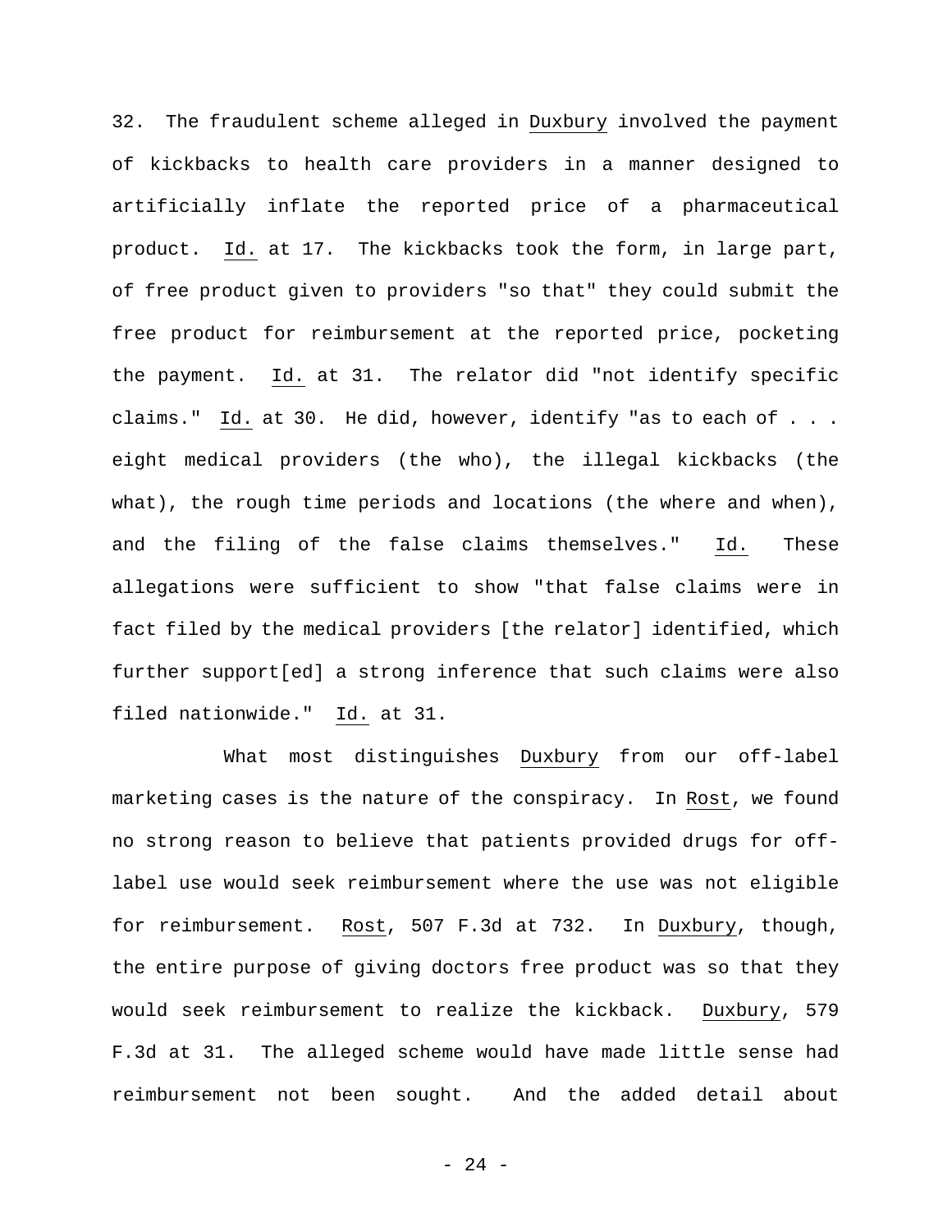32. The fraudulent scheme alleged in Duxbury involved the payment of kickbacks to health care providers in a manner designed to artificially inflate the reported price of a pharmaceutical product. Id. at 17. The kickbacks took the form, in large part, of free product given to providers "so that" they could submit the free product for reimbursement at the reported price, pocketing the payment. Id. at 31. The relator did "not identify specific claims." Id. at 30. He did, however, identify "as to each of . . . eight medical providers (the who), the illegal kickbacks (the what), the rough time periods and locations (the where and when), and the filing of the false claims themselves." Id. These allegations were sufficient to show "that false claims were in fact filed by the medical providers [the relator] identified, which further support[ed] a strong inference that such claims were also filed nationwide." Id. at 31.

What most distinguishes Duxbury from our off-label marketing cases is the nature of the conspiracy. In Rost, we found no strong reason to believe that patients provided drugs for off-label use would seek reimbursement where the use was not eligible for reimbursement. Rost, 507 F.3d at 732. In Duxbury, though, the entire purpose of giving doctors free product was so that they would seek reimbursement to realize the kickback. Duxbury, 579 F.3d at 31. The alleged scheme would have made little sense had reimbursement not been sought. And the added detail about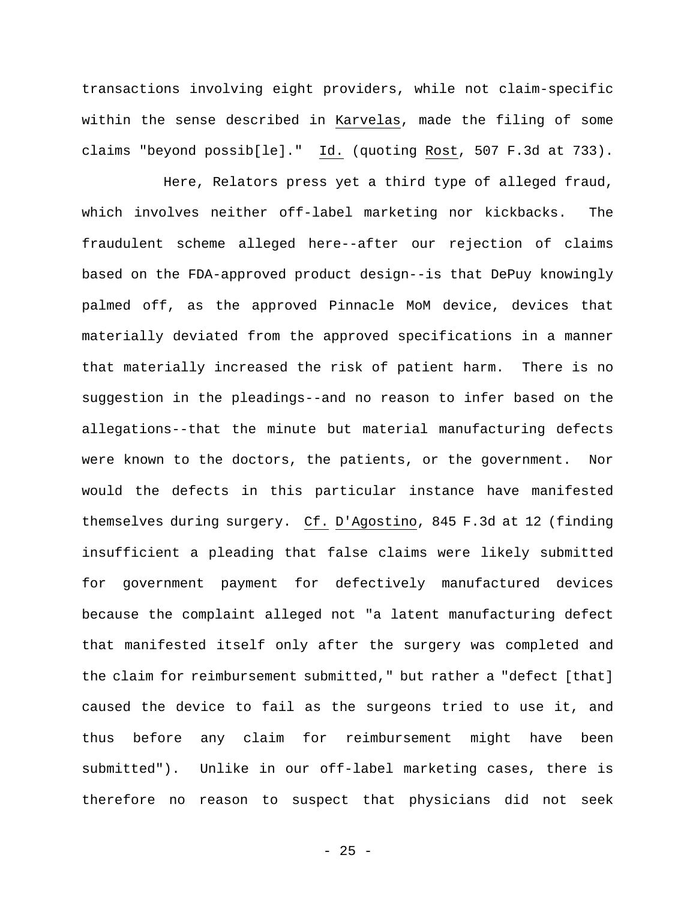transactions involving eight providers, while not claim-specific within the sense described in Karvelas, made the filing of some claims "beyond possib[le]." Id. (quoting Rost, 507 F.3d at 733).

Here, Relators press yet a third type of alleged fraud, which involves neither off-label marketing nor kickbacks. The fraudulent scheme alleged here--after our rejection of claims based on the FDA-approved product design--is that DePuy knowingly palmed off, as the approved Pinnacle MoM device, devices that materially deviated from the approved specifications in a manner that materially increased the risk of patient harm. There is no suggestion in the pleadings--and no reason to infer based on the allegations--that the minute but material manufacturing defects were known to the doctors, the patients, or the government. Nor would the defects in this particular instance have manifested themselves during surgery. Cf. D'Agostino, 845 F.3d at 12 (finding insufficient a pleading that false claims were likely submitted for government payment for defectively manufactured devices because the complaint alleged not "a latent manufacturing defect that manifested itself only after the surgery was completed and the claim for reimbursement submitted," but rather a "defect [that] caused the device to fail as the surgeons tried to use it, and thus before any claim for reimbursement might have been submitted"). Unlike in our off-label marketing cases, there is therefore no reason to suspect that physicians did not seek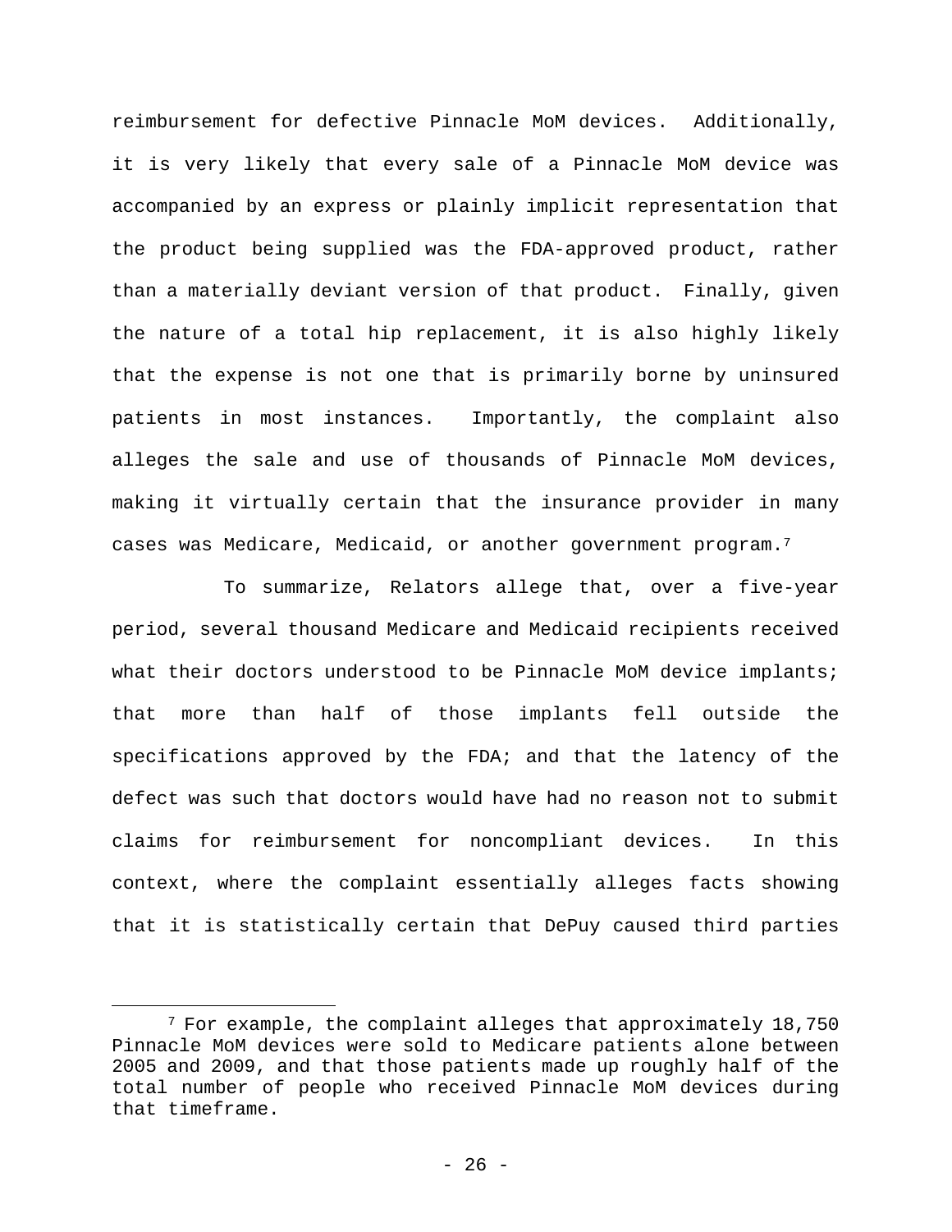reimbursement for defective Pinnacle MoM devices. Additionally, it is very likely that every sale of a Pinnacle MoM device was accompanied by an express or plainly implicit representation that the product being supplied was the FDA-approved product, rather than a materially deviant version of that product. Finally, given the nature of a total hip replacement, it is also highly likely that the expense is not one that is primarily borne by uninsured patients in most instances. Importantly, the complaint also alleges the sale and use of thousands of Pinnacle MoM devices, making it virtually certain that the insurance provider in many cases was Medicare, Medicaid, or another government program.[7]

To summarize, Relators allege that, over a five-year period, several thousand Medicare and Medicaid recipients received what their doctors understood to be Pinnacle MoM device implants; that more than half of those implants fell outside the specifications approved by the FDA; and that the latency of the defect was such that doctors would have had no reason not to submit claims for reimbursement for noncompliant devices. In this context, where the complaint essentially alleges facts showing that it is statistically certain that DePuy caused third parties

---

[7] For example, the complaint alleges that approximately 18,750 Pinnacle MoM devices were sold to Medicare patients alone between 2005 and 2009, and that those patients made up roughly half of the total number of people who received Pinnacle MoM devices during that timeframe.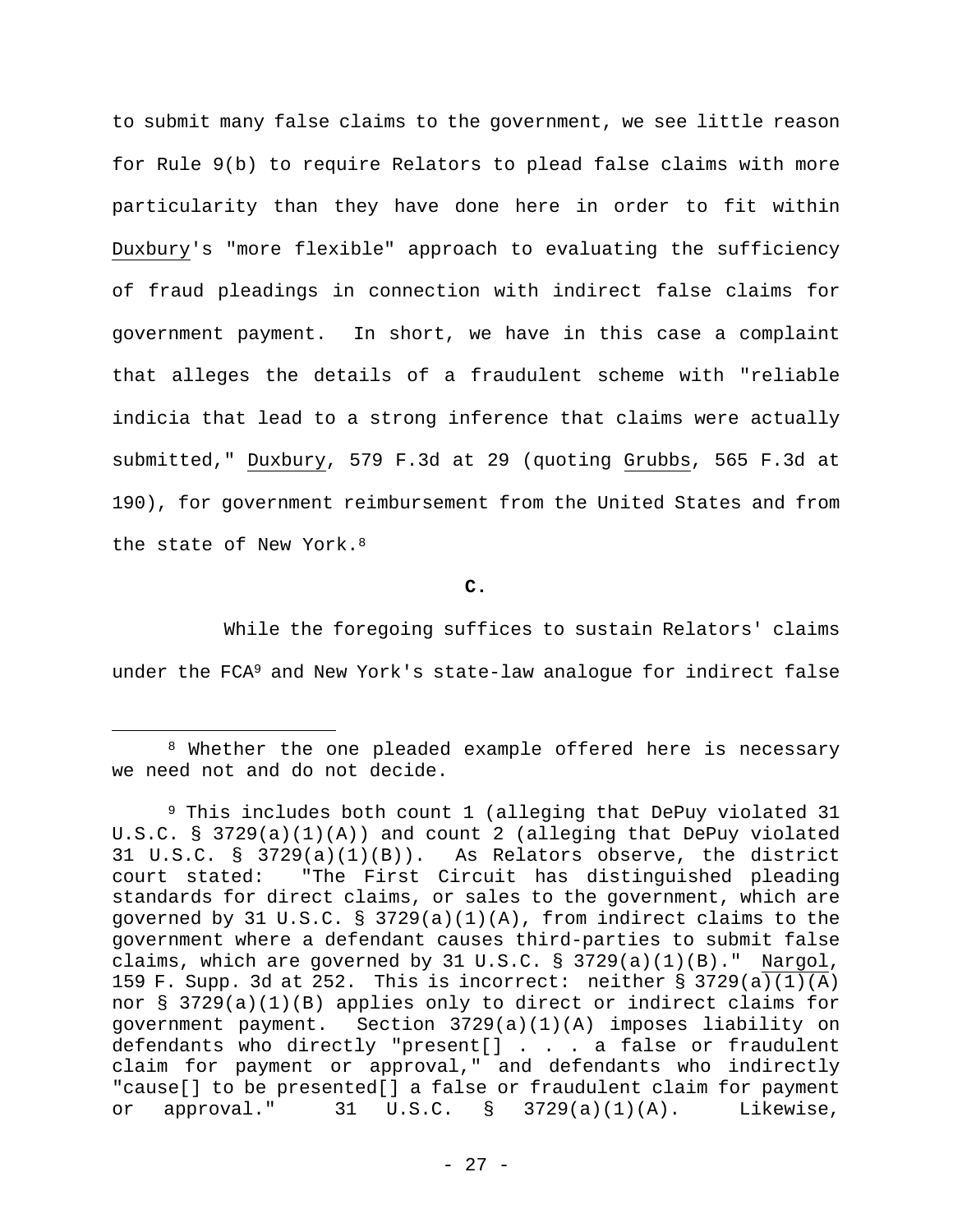to submit many false claims to the government, we see little reason for Rule 9(b) to require Relators to plead false claims with more particularity than they have done here in order to fit within Duxbury's "more flexible" approach to evaluating the sufficiency of fraud pleadings in connection with indirect false claims for government payment. In short, we have in this case a complaint that alleges the details of a fraudulent scheme with "reliable indicia that lead to a strong inference that claims were actually submitted," Duxbury, 579 F.3d at 29 (quoting Grubbs, 565 F.3d at 190), for government reimbursement from the United States and from the state of New York.[8]

**C.**

While the foregoing suffices to sustain Relators' claims under the FCA[9] and New York's state-law analogue for indirect false

---

[8] Whether the one pleaded example offered here is necessary we need not and do not decide.

[9] This includes both count 1 (alleging that DePuy violated 31 U.S.C. § 3729(a)(1)(A)) and count 2 (alleging that DePuy violated 31 U.S.C. § 3729(a)(1)(B)). As Relators observe, the district court stated: "The First Circuit has distinguished pleading standards for direct claims, or sales to the government, which are governed by 31 U.S.C. § 3729(a)(1)(A), from indirect claims to the government where a defendant causes third-parties to submit false claims, which are governed by 31 U.S.C. § 3729(a)(1)(B)." Nargol, 159 F. Supp. 3d at 252. This is incorrect: neither § 3729(a)(1)(A) nor § 3729(a)(1)(B) applies only to direct or indirect claims for government payment. Section 3729(a)(1)(A) imposes liability on defendants who directly "present[] . . . a false or fraudulent claim for payment or approval," and defendants who indirectly "cause[] to be presented[] a false or fraudulent claim for payment or approval." 31 U.S.C. § 3729(a)(1)(A). Likewise,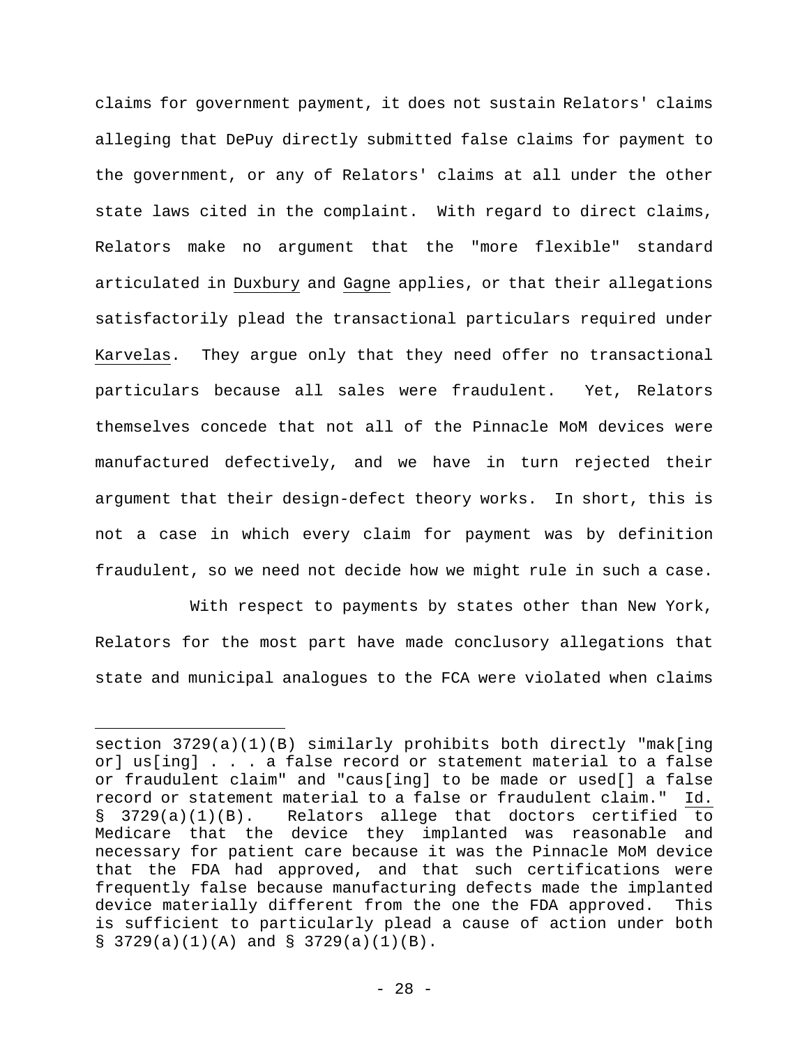claims for government payment, it does not sustain Relators' claims alleging that DePuy directly submitted false claims for payment to the government, or any of Relators' claims at all under the other state laws cited in the complaint. With regard to direct claims, Relators make no argument that the "more flexible" standard articulated in Duxbury and Gagne applies, or that their allegations satisfactorily plead the transactional particulars required under Karvelas. They argue only that they need offer no transactional particulars because all sales were fraudulent. Yet, Relators themselves concede that not all of the Pinnacle MoM devices were manufactured defectively, and we have in turn rejected their argument that their design-defect theory works. In short, this is not a case in which every claim for payment was by definition fraudulent, so we need not decide how we might rule in such a case.

With respect to payments by states other than New York, Relators for the most part have made conclusory allegations that state and municipal analogues to the FCA were violated when claims

---

section 3729(a)(1)(B) similarly prohibits both directly "mak[ing or] us[ing] . . . a false record or statement material to a false or fraudulent claim" and "caus[ing] to be made or used[] a false record or statement material to a false or fraudulent claim." Id. § 3729(a)(1)(B). Relators allege that doctors certified to Medicare that the device they implanted was reasonable and necessary for patient care because it was the Pinnacle MoM device that the FDA had approved, and that such certifications were frequently false because manufacturing defects made the implanted device materially different from the one the FDA approved. This is sufficient to particularly plead a cause of action under both § 3729(a)(1)(A) and § 3729(a)(1)(B).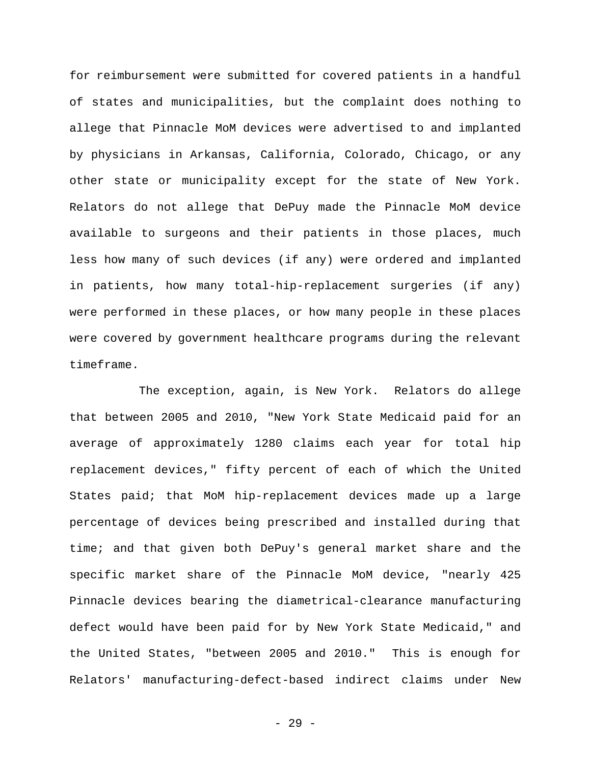for reimbursement were submitted for covered patients in a handful of states and municipalities, but the complaint does nothing to allege that Pinnacle MoM devices were advertised to and implanted by physicians in Arkansas, California, Colorado, Chicago, or any other state or municipality except for the state of New York. Relators do not allege that DePuy made the Pinnacle MoM device available to surgeons and their patients in those places, much less how many of such devices (if any) were ordered and implanted in patients, how many total-hip-replacement surgeries (if any) were performed in these places, or how many people in these places were covered by government healthcare programs during the relevant timeframe.

The exception, again, is New York. Relators do allege that between 2005 and 2010, "New York State Medicaid paid for an average of approximately 1280 claims each year for total hip replacement devices," fifty percent of each of which the United States paid; that MoM hip-replacement devices made up a large percentage of devices being prescribed and installed during that time; and that given both DePuy's general market share and the specific market share of the Pinnacle MoM device, "nearly 425 Pinnacle devices bearing the diametrical-clearance manufacturing defect would have been paid for by New York State Medicaid," and the United States, "between 2005 and 2010." This is enough for Relators' manufacturing-defect-based indirect claims under New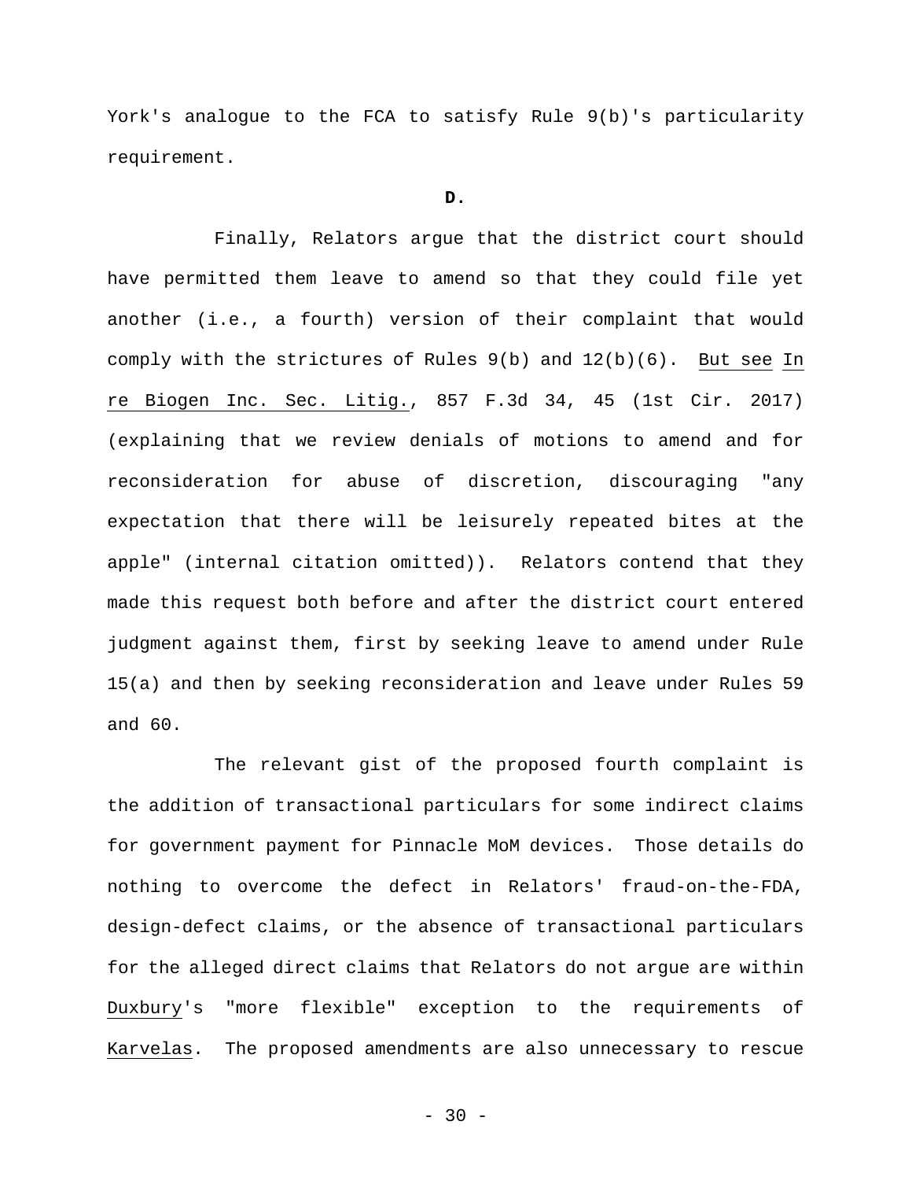York's analogue to the FCA to satisfy Rule 9(b)'s particularity requirement.

**D.**

Finally, Relators argue that the district court should have permitted them leave to amend so that they could file yet another (i.e., a fourth) version of their complaint that would comply with the strictures of Rules 9(b) and 12(b)(6). But see In re Biogen Inc. Sec. Litig., 857 F.3d 34, 45 (1st Cir. 2017) (explaining that we review denials of motions to amend and for reconsideration for abuse of discretion, discouraging "any expectation that there will be leisurely repeated bites at the apple" (internal citation omitted)). Relators contend that they made this request both before and after the district court entered judgment against them, first by seeking leave to amend under Rule 15(a) and then by seeking reconsideration and leave under Rules 59 and 60.

The relevant gist of the proposed fourth complaint is the addition of transactional particulars for some indirect claims for government payment for Pinnacle MoM devices. Those details do nothing to overcome the defect in Relators' fraud-on-the-FDA, design-defect claims, or the absence of transactional particulars for the alleged direct claims that Relators do not argue are within Duxbury's "more flexible" exception to the requirements of Karvelas. The proposed amendments are also unnecessary to rescue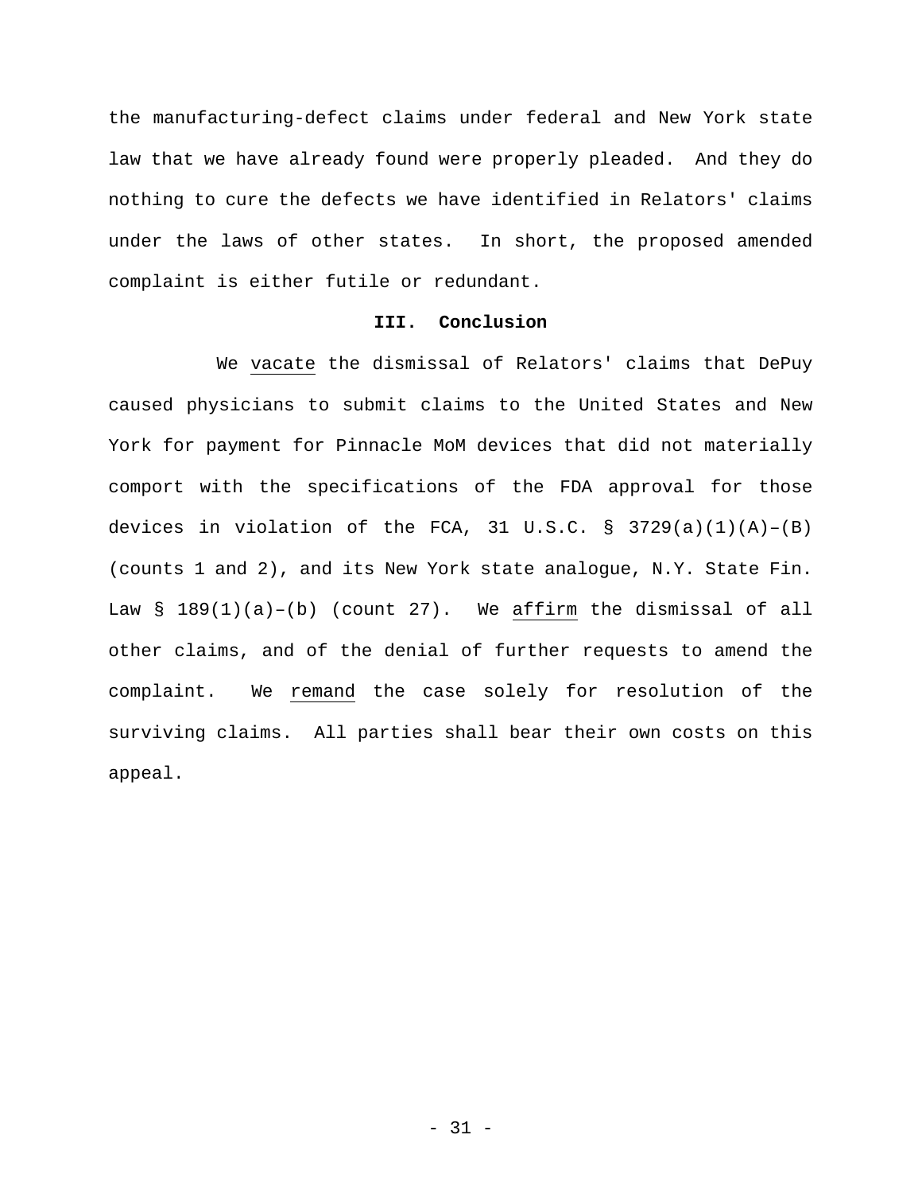the manufacturing-defect claims under federal and New York state law that we have already found were properly pleaded. And they do nothing to cure the defects we have identified in Relators' claims under the laws of other states. In short, the proposed amended complaint is either futile or redundant.

## III. Conclusion

We vacate the dismissal of Relators' claims that DePuy caused physicians to submit claims to the United States and New York for payment for Pinnacle MoM devices that did not materially comport with the specifications of the FDA approval for those devices in violation of the FCA, 31 U.S.C. § 3729(a)(1)(A)–(B) (counts 1 and 2), and its New York state analogue, N.Y. State Fin. Law § 189(1)(a)–(b) (count 27). We affirm the dismissal of all other claims, and of the denial of further requests to amend the complaint. We remand the case solely for resolution of the surviving claims. All parties shall bear their own costs on this appeal.